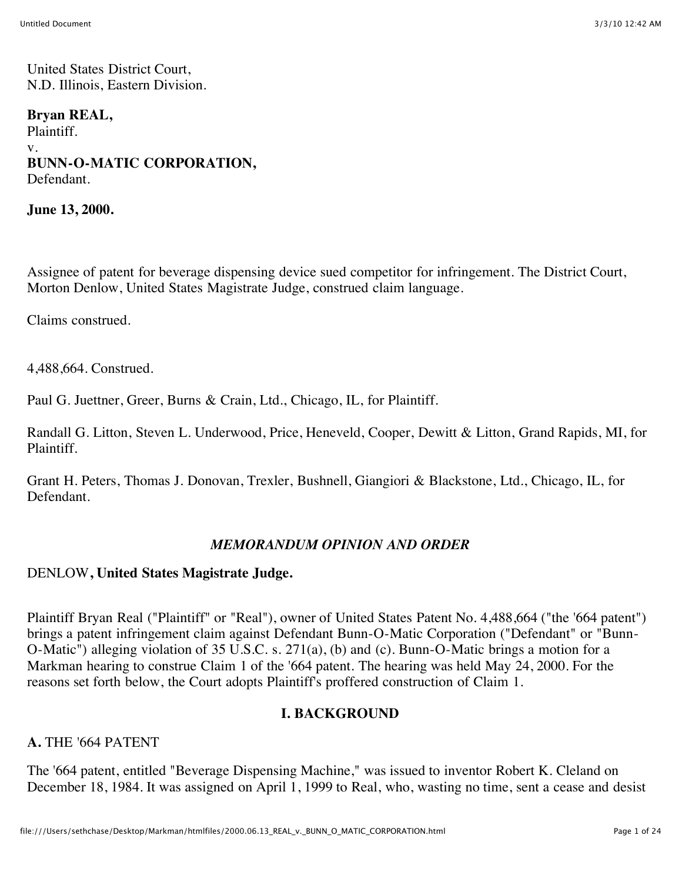United States District Court,
N.D. Illinois, Eastern Division.

**Bryan REAL,**
Plaintiff.
v.
**BUNN-O-MATIC CORPORATION,**
Defendant.

**June 13, 2000.**

Assignee of patent for beverage dispensing device sued competitor for infringement. The District Court, Morton Denlow, United States Magistrate Judge, construed claim language.

Claims construed.

4,488,664. Construed.

Paul G. Juettner, Greer, Burns & Crain, Ltd., Chicago, IL, for Plaintiff.

Randall G. Litton, Steven L. Underwood, Price, Heneveld, Cooper, Dewitt & Litton, Grand Rapids, MI, for Plaintiff.

Grant H. Peters, Thomas J. Donovan, Trexler, Bushnell, Giangiori & Blackstone, Ltd., Chicago, IL, for Defendant.

## *MEMORANDUM OPINION AND ORDER*

DENLOW**, United States Magistrate Judge.**

Plaintiff Bryan Real ("Plaintiff" or "Real"), owner of United States Patent No. 4,488,664 ("the '664 patent") brings a patent infringement claim against Defendant Bunn-O-Matic Corporation ("Defendant" or "Bunn-O-Matic") alleging violation of 35 U.S.C. s. 271(a), (b) and (c). Bunn-O-Matic brings a motion for a Markman hearing to construe Claim 1 of the '664 patent. The hearing was held May 24, 2000. For the reasons set forth below, the Court adopts Plaintiff's proffered construction of Claim 1.

## I. BACKGROUND

### **A.** THE '664 PATENT

The '664 patent, entitled "Beverage Dispensing Machine," was issued to inventor Robert K. Cleland on December 18, 1984. It was assigned on April 1, 1999 to Real, who, wasting no time, sent a cease and desist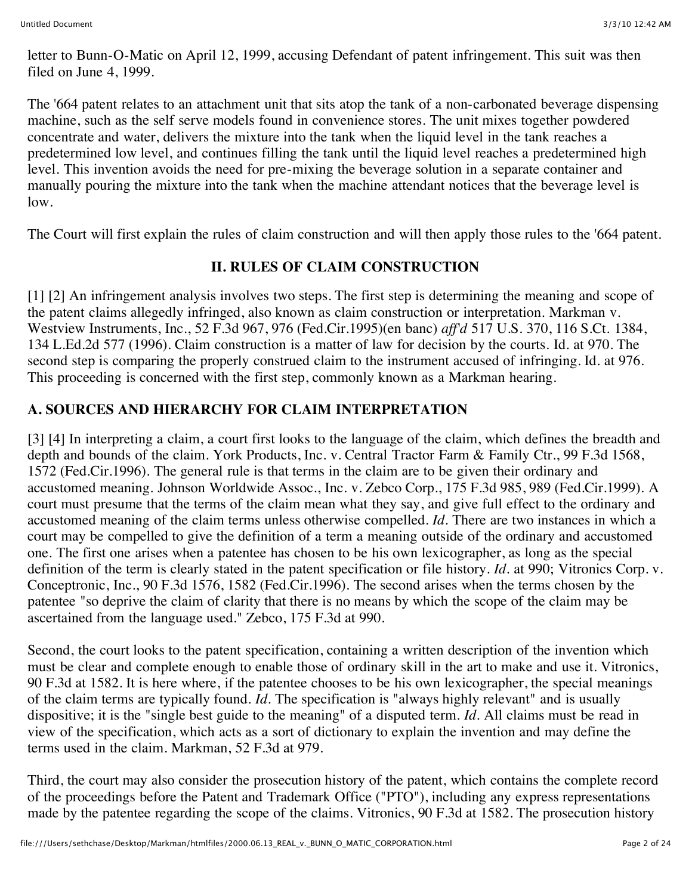letter to Bunn-O-Matic on April 12, 1999, accusing Defendant of patent infringement. This suit was then filed on June 4, 1999.

The '664 patent relates to an attachment unit that sits atop the tank of a non-carbonated beverage dispensing machine, such as the self serve models found in convenience stores. The unit mixes together powdered concentrate and water, delivers the mixture into the tank when the liquid level in the tank reaches a predetermined low level, and continues filling the tank until the liquid level reaches a predetermined high level. This invention avoids the need for pre-mixing the beverage solution in a separate container and manually pouring the mixture into the tank when the machine attendant notices that the beverage level is low.

The Court will first explain the rules of claim construction and will then apply those rules to the '664 patent.

## II. RULES OF CLAIM CONSTRUCTION

[1] [2] An infringement analysis involves two steps. The first step is determining the meaning and scope of the patent claims allegedly infringed, also known as claim construction or interpretation. Markman v. Westview Instruments, Inc., 52 F.3d 967, 976 (Fed.Cir.1995)(en banc) *aff'd* 517 U.S. 370, 116 S.Ct. 1384, 134 L.Ed.2d 577 (1996). Claim construction is a matter of law for decision by the courts. Id. at 970. The second step is comparing the properly construed claim to the instrument accused of infringing. Id. at 976. This proceeding is concerned with the first step, commonly known as a Markman hearing.

### A. SOURCES AND HIERARCHY FOR CLAIM INTERPRETATION

[3] [4] In interpreting a claim, a court first looks to the language of the claim, which defines the breadth and depth and bounds of the claim. York Products, Inc. v. Central Tractor Farm & Family Ctr., 99 F.3d 1568, 1572 (Fed.Cir.1996). The general rule is that terms in the claim are to be given their ordinary and accustomed meaning. Johnson Worldwide Assoc., Inc. v. Zebco Corp., 175 F.3d 985, 989 (Fed.Cir.1999). A court must presume that the terms of the claim mean what they say, and give full effect to the ordinary and accustomed meaning of the claim terms unless otherwise compelled. *Id*. There are two instances in which a court may be compelled to give the definition of a term a meaning outside of the ordinary and accustomed one. The first one arises when a patentee has chosen to be his own lexicographer, as long as the special definition of the term is clearly stated in the patent specification or file history. *Id*. at 990; Vitronics Corp. v. Conceptronic, Inc., 90 F.3d 1576, 1582 (Fed.Cir.1996). The second arises when the terms chosen by the patentee "so deprive the claim of clarity that there is no means by which the scope of the claim may be ascertained from the language used." Zebco, 175 F.3d at 990.

Second, the court looks to the patent specification, containing a written description of the invention which must be clear and complete enough to enable those of ordinary skill in the art to make and use it. Vitronics, 90 F.3d at 1582. It is here where, if the patentee chooses to be his own lexicographer, the special meanings of the claim terms are typically found. *Id*. The specification is "always highly relevant" and is usually dispositive; it is the "single best guide to the meaning" of a disputed term. *Id*. All claims must be read in view of the specification, which acts as a sort of dictionary to explain the invention and may define the terms used in the claim. Markman, 52 F.3d at 979.

Third, the court may also consider the prosecution history of the patent, which contains the complete record of the proceedings before the Patent and Trademark Office ("PTO"), including any express representations made by the patentee regarding the scope of the claims. Vitronics, 90 F.3d at 1582. The prosecution history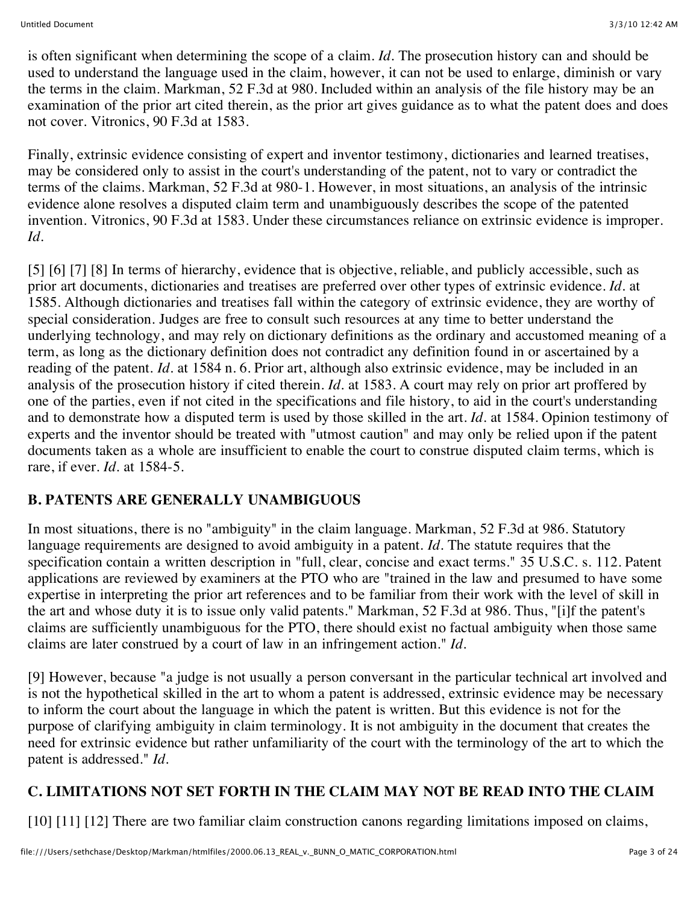is often significant when determining the scope of a claim. *Id.* The prosecution history can and should be used to understand the language used in the claim, however, it can not be used to enlarge, diminish or vary the terms in the claim. Markman, 52 F.3d at 980. Included within an analysis of the file history may be an examination of the prior art cited therein, as the prior art gives guidance as to what the patent does and does not cover. Vitronics, 90 F.3d at 1583.

Finally, extrinsic evidence consisting of expert and inventor testimony, dictionaries and learned treatises, may be considered only to assist in the court's understanding of the patent, not to vary or contradict the terms of the claims. Markman, 52 F.3d at 980-1. However, in most situations, an analysis of the intrinsic evidence alone resolves a disputed claim term and unambiguously describes the scope of the patented invention. Vitronics, 90 F.3d at 1583. Under these circumstances reliance on extrinsic evidence is improper. *Id.*

[5] [6] [7] [8] In terms of hierarchy, evidence that is objective, reliable, and publicly accessible, such as prior art documents, dictionaries and treatises are preferred over other types of extrinsic evidence. *Id.* at 1585. Although dictionaries and treatises fall within the category of extrinsic evidence, they are worthy of special consideration. Judges are free to consult such resources at any time to better understand the underlying technology, and may rely on dictionary definitions as the ordinary and accustomed meaning of a term, as long as the dictionary definition does not contradict any definition found in or ascertained by a reading of the patent. *Id.* at 1584 n. 6. Prior art, although also extrinsic evidence, may be included in an analysis of the prosecution history if cited therein. *Id.* at 1583. A court may rely on prior art proffered by one of the parties, even if not cited in the specifications and file history, to aid in the court's understanding and to demonstrate how a disputed term is used by those skilled in the art. *Id.* at 1584. Opinion testimony of experts and the inventor should be treated with "utmost caution" and may only be relied upon if the patent documents taken as a whole are insufficient to enable the court to construe disputed claim terms, which is rare, if ever. *Id.* at 1584-5.

## B. PATENTS ARE GENERALLY UNAMBIGUOUS

In most situations, there is no "ambiguity" in the claim language. Markman, 52 F.3d at 986. Statutory language requirements are designed to avoid ambiguity in a patent. *Id.* The statute requires that the specification contain a written description in "full, clear, concise and exact terms." 35 U.S.C. s. 112. Patent applications are reviewed by examiners at the PTO who are "trained in the law and presumed to have some expertise in interpreting the prior art references and to be familiar from their work with the level of skill in the art and whose duty it is to issue only valid patents." Markman, 52 F.3d at 986. Thus, "[i]f the patent's claims are sufficiently unambiguous for the PTO, there should exist no factual ambiguity when those same claims are later construed by a court of law in an infringement action." *Id.*

[9] However, because "a judge is not usually a person conversant in the particular technical art involved and is not the hypothetical skilled in the art to whom a patent is addressed, extrinsic evidence may be necessary to inform the court about the language in which the patent is written. But this evidence is not for the purpose of clarifying ambiguity in claim terminology. It is not ambiguity in the document that creates the need for extrinsic evidence but rather unfamiliarity of the court with the terminology of the art to which the patent is addressed." *Id.*

## C. LIMITATIONS NOT SET FORTH IN THE CLAIM MAY NOT BE READ INTO THE CLAIM

[10] [11] [12] There are two familiar claim construction canons regarding limitations imposed on claims,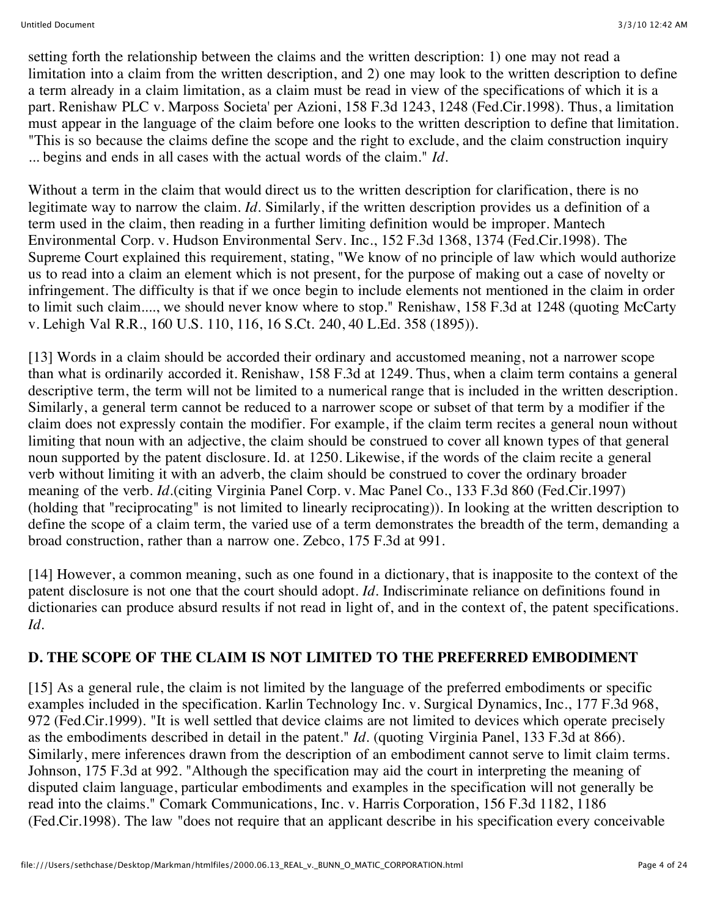setting forth the relationship between the claims and the written description: 1) one may not read a limitation into a claim from the written description, and 2) one may look to the written description to define a term already in a claim limitation, as a claim must be read in view of the specifications of which it is a part. Renishaw PLC v. Marposs Societa' per Azioni, 158 F.3d 1243, 1248 (Fed.Cir.1998). Thus, a limitation must appear in the language of the claim before one looks to the written description to define that limitation. "This is so because the claims define the scope and the right to exclude, and the claim construction inquiry ... begins and ends in all cases with the actual words of the claim." *Id.*

Without a term in the claim that would direct us to the written description for clarification, there is no legitimate way to narrow the claim. *Id.* Similarly, if the written description provides us a definition of a term used in the claim, then reading in a further limiting definition would be improper. Mantech Environmental Corp. v. Hudson Environmental Serv. Inc., 152 F.3d 1368, 1374 (Fed.Cir.1998). The Supreme Court explained this requirement, stating, "We know of no principle of law which would authorize us to read into a claim an element which is not present, for the purpose of making out a case of novelty or infringement. The difficulty is that if we once begin to include elements not mentioned in the claim in order to limit such claim...., we should never know where to stop." Renishaw, 158 F.3d at 1248 (quoting McCarty v. Lehigh Val R.R., 160 U.S. 110, 116, 16 S.Ct. 240, 40 L.Ed. 358 (1895)).

[13] Words in a claim should be accorded their ordinary and accustomed meaning, not a narrower scope than what is ordinarily accorded it. Renishaw, 158 F.3d at 1249. Thus, when a claim term contains a general descriptive term, the term will not be limited to a numerical range that is included in the written description. Similarly, a general term cannot be reduced to a narrower scope or subset of that term by a modifier if the claim does not expressly contain the modifier. For example, if the claim term recites a general noun without limiting that noun with an adjective, the claim should be construed to cover all known types of that general noun supported by the patent disclosure. Id. at 1250. Likewise, if the words of the claim recite a general verb without limiting it with an adverb, the claim should be construed to cover the ordinary broader meaning of the verb. *Id.*(citing Virginia Panel Corp. v. Mac Panel Co., 133 F.3d 860 (Fed.Cir.1997) (holding that "reciprocating" is not limited to linearly reciprocating)). In looking at the written description to define the scope of a claim term, the varied use of a term demonstrates the breadth of the term, demanding a broad construction, rather than a narrow one. Zebco, 175 F.3d at 991.

[14] However, a common meaning, such as one found in a dictionary, that is inapposite to the context of the patent disclosure is not one that the court should adopt. *Id.* Indiscriminate reliance on definitions found in dictionaries can produce absurd results if not read in light of, and in the context of, the patent specifications. *Id.*

**D. THE SCOPE OF THE CLAIM IS NOT LIMITED TO THE PREFERRED EMBODIMENT**

[15] As a general rule, the claim is not limited by the language of the preferred embodiments or specific examples included in the specification. Karlin Technology Inc. v. Surgical Dynamics, Inc., 177 F.3d 968, 972 (Fed.Cir.1999). "It is well settled that device claims are not limited to devices which operate precisely as the embodiments described in detail in the patent." *Id.* (quoting Virginia Panel, 133 F.3d at 866). Similarly, mere inferences drawn from the description of an embodiment cannot serve to limit claim terms. Johnson, 175 F.3d at 992. "Although the specification may aid the court in interpreting the meaning of disputed claim language, particular embodiments and examples in the specification will not generally be read into the claims." Comark Communications, Inc. v. Harris Corporation, 156 F.3d 1182, 1186 (Fed.Cir.1998). The law "does not require that an applicant describe in his specification every conceivable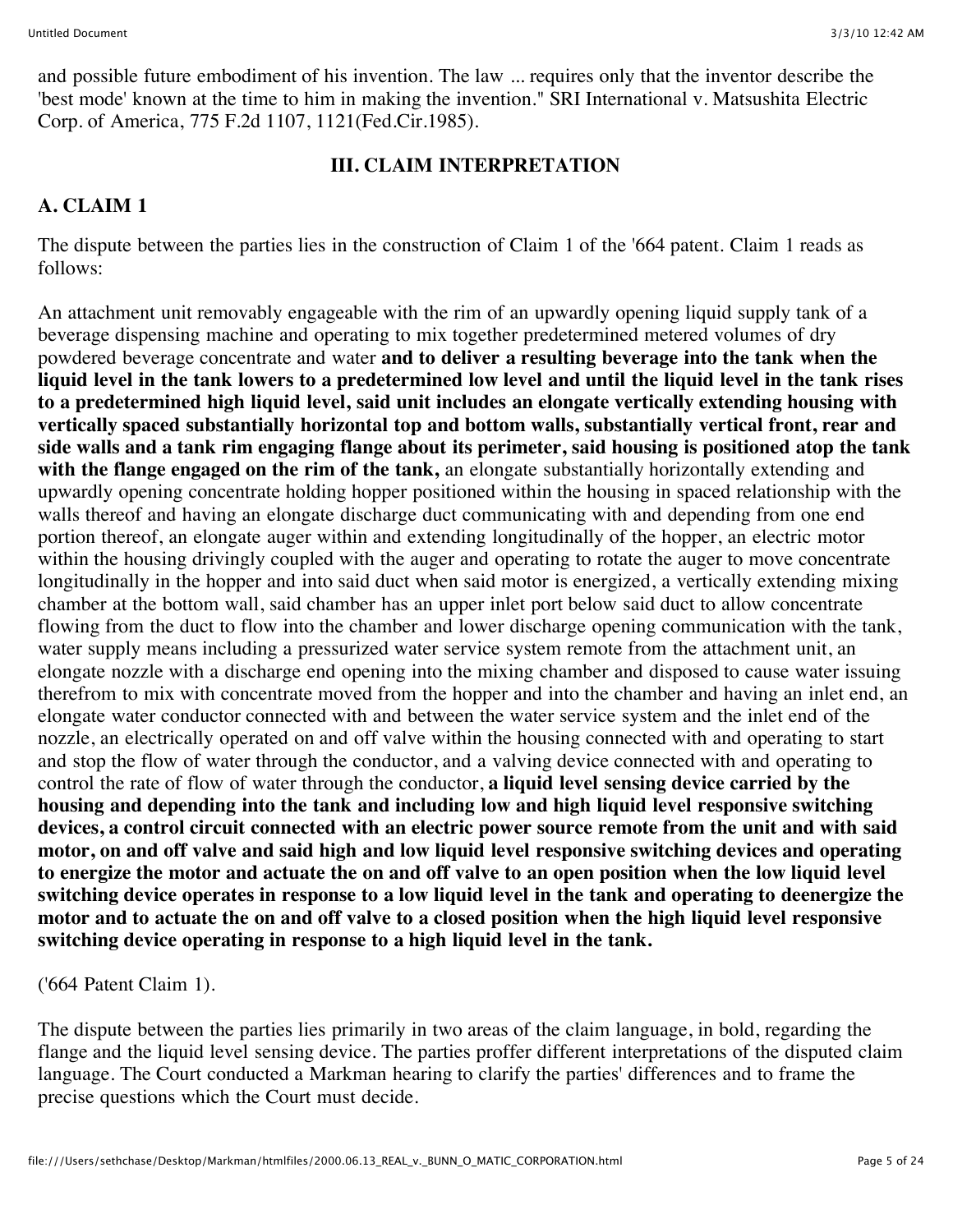and possible future embodiment of his invention. The law ... requires only that the inventor describe the 'best mode' known at the time to him in making the invention." SRI International v. Matsushita Electric Corp. of America, 775 F.2d 1107, 1121(Fed.Cir.1985).

## III. CLAIM INTERPRETATION

### A. CLAIM 1

The dispute between the parties lies in the construction of Claim 1 of the '664 patent. Claim 1 reads as follows:

An attachment unit removably engageable with the rim of an upwardly opening liquid supply tank of a beverage dispensing machine and operating to mix together predetermined metered volumes of dry powdered beverage concentrate and water **and to deliver a resulting beverage into the tank when the liquid level in the tank lowers to a predetermined low level and until the liquid level in the tank rises to a predetermined high liquid level, said unit includes an elongate vertically extending housing with vertically spaced substantially horizontal top and bottom walls, substantially vertical front, rear and side walls and a tank rim engaging flange about its perimeter, said housing is positioned atop the tank with the flange engaged on the rim of the tank,** an elongate substantially horizontally extending and upwardly opening concentrate holding hopper positioned within the housing in spaced relationship with the walls thereof and having an elongate discharge duct communicating with and depending from one end portion thereof, an elongate auger within and extending longitudinally of the hopper, an electric motor within the housing drivingly coupled with the auger and operating to rotate the auger to move concentrate longitudinally in the hopper and into said duct when said motor is energized, a vertically extending mixing chamber at the bottom wall, said chamber has an upper inlet port below said duct to allow concentrate flowing from the duct to flow into the chamber and lower discharge opening communication with the tank, water supply means including a pressurized water service system remote from the attachment unit, an elongate nozzle with a discharge end opening into the mixing chamber and disposed to cause water issuing therefrom to mix with concentrate moved from the hopper and into the chamber and having an inlet end, an elongate water conductor connected with and between the water service system and the inlet end of the nozzle, an electrically operated on and off valve within the housing connected with and operating to start and stop the flow of water through the conductor, and a valving device connected with and operating to control the rate of flow of water through the conductor, **a liquid level sensing device carried by the housing and depending into the tank and including low and high liquid level responsive switching devices, a control circuit connected with an electric power source remote from the unit and with said motor, on and off valve and said high and low liquid level responsive switching devices and operating to energize the motor and actuate the on and off valve to an open position when the low liquid level switching device operates in response to a low liquid level in the tank and operating to deenergize the motor and to actuate the on and off valve to a closed position when the high liquid level responsive switching device operating in response to a high liquid level in the tank.**

('664 Patent Claim 1).

The dispute between the parties lies primarily in two areas of the claim language, in bold, regarding the flange and the liquid level sensing device. The parties proffer different interpretations of the disputed claim language. The Court conducted a Markman hearing to clarify the parties' differences and to frame the precise questions which the Court must decide.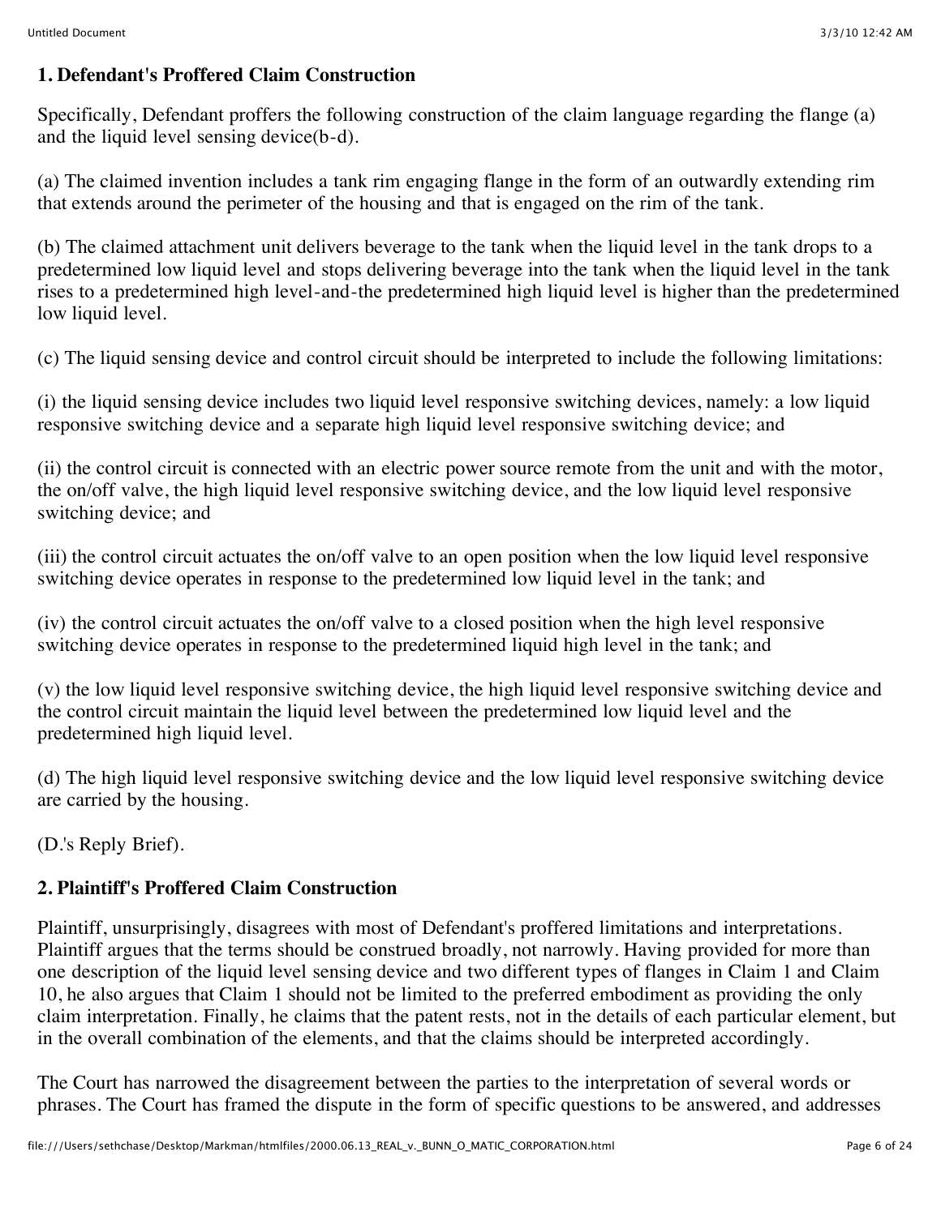### 1. Defendant's Proffered Claim Construction

Specifically, Defendant proffers the following construction of the claim language regarding the flange (a) and the liquid level sensing device(b-d).

(a) The claimed invention includes a tank rim engaging flange in the form of an outwardly extending rim that extends around the perimeter of the housing and that is engaged on the rim of the tank.

(b) The claimed attachment unit delivers beverage to the tank when the liquid level in the tank drops to a predetermined low liquid level and stops delivering beverage into the tank when the liquid level in the tank rises to a predetermined high level-and-the predetermined high liquid level is higher than the predetermined low liquid level.

(c) The liquid sensing device and control circuit should be interpreted to include the following limitations:

(i) the liquid sensing device includes two liquid level responsive switching devices, namely: a low liquid responsive switching device and a separate high liquid level responsive switching device; and

(ii) the control circuit is connected with an electric power source remote from the unit and with the motor, the on/off valve, the high liquid level responsive switching device, and the low liquid level responsive switching device; and

(iii) the control circuit actuates the on/off valve to an open position when the low liquid level responsive switching device operates in response to the predetermined low liquid level in the tank; and

(iv) the control circuit actuates the on/off valve to a closed position when the high level responsive switching device operates in response to the predetermined liquid high level in the tank; and

(v) the low liquid level responsive switching device, the high liquid level responsive switching device and the control circuit maintain the liquid level between the predetermined low liquid level and the predetermined high liquid level.

(d) The high liquid level responsive switching device and the low liquid level responsive switching device are carried by the housing.

(D.'s Reply Brief).

### 2. Plaintiff's Proffered Claim Construction

Plaintiff, unsurprisingly, disagrees with most of Defendant's proffered limitations and interpretations. Plaintiff argues that the terms should be construed broadly, not narrowly. Having provided for more than one description of the liquid level sensing device and two different types of flanges in Claim 1 and Claim 10, he also argues that Claim 1 should not be limited to the preferred embodiment as providing the only claim interpretation. Finally, he claims that the patent rests, not in the details of each particular element, but in the overall combination of the elements, and that the claims should be interpreted accordingly.

The Court has narrowed the disagreement between the parties to the interpretation of several words or phrases. The Court has framed the dispute in the form of specific questions to be answered, and addresses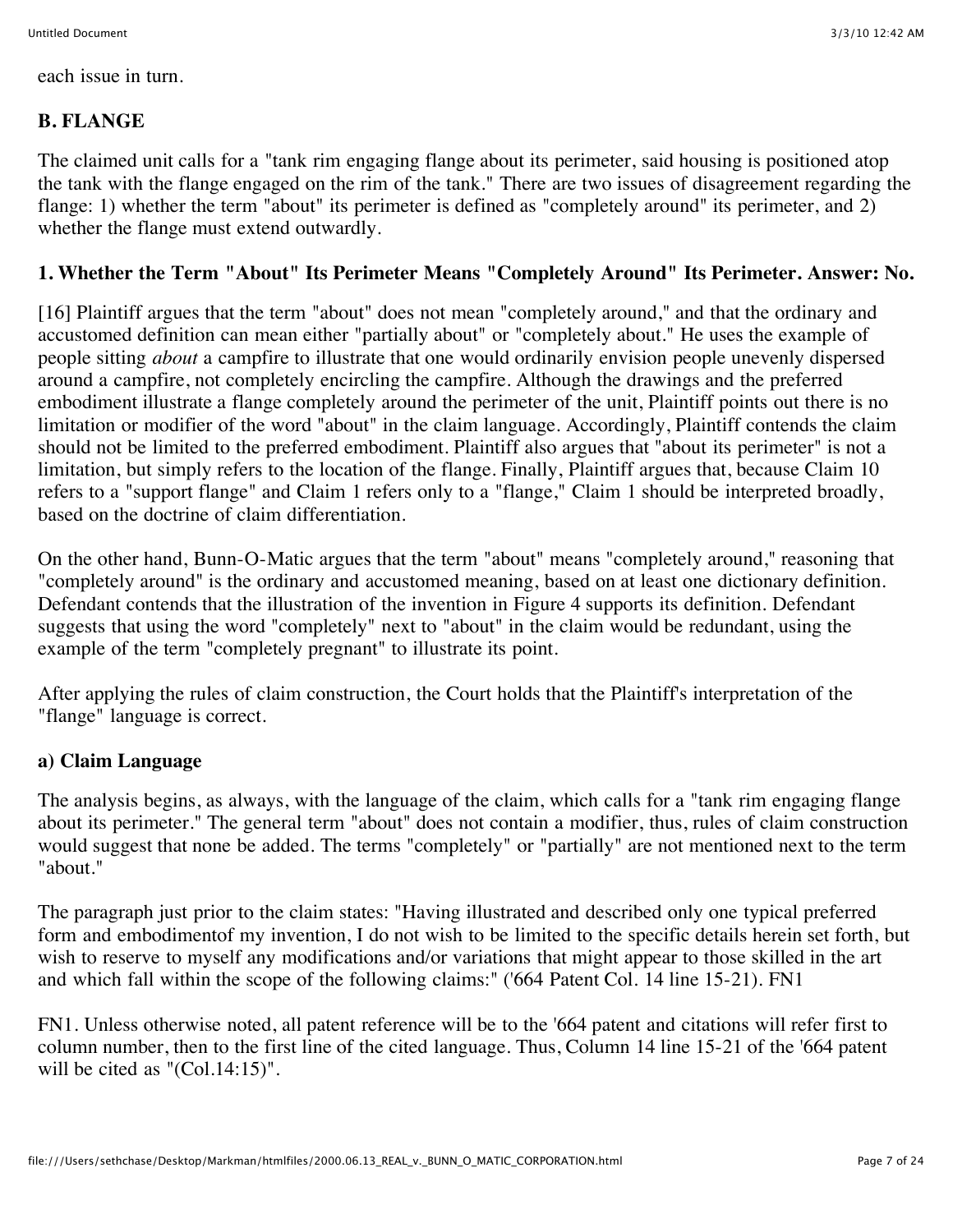each issue in turn.

## B. FLANGE

The claimed unit calls for a "tank rim engaging flange about its perimeter, said housing is positioned atop the tank with the flange engaged on the rim of the tank." There are two issues of disagreement regarding the flange: 1) whether the term "about" its perimeter is defined as "completely around" its perimeter, and 2) whether the flange must extend outwardly.

### 1. Whether the Term "About" Its Perimeter Means "Completely Around" Its Perimeter. Answer: No.

[16] Plaintiff argues that the term "about" does not mean "completely around," and that the ordinary and accustomed definition can mean either "partially about" or "completely about." He uses the example of people sitting *about* a campfire to illustrate that one would ordinarily envision people unevenly dispersed around a campfire, not completely encircling the campfire. Although the drawings and the preferred embodiment illustrate a flange completely around the perimeter of the unit, Plaintiff points out there is no limitation or modifier of the word "about" in the claim language. Accordingly, Plaintiff contends the claim should not be limited to the preferred embodiment. Plaintiff also argues that "about its perimeter" is not a limitation, but simply refers to the location of the flange. Finally, Plaintiff argues that, because Claim 10 refers to a "support flange" and Claim 1 refers only to a "flange," Claim 1 should be interpreted broadly, based on the doctrine of claim differentiation.

On the other hand, Bunn-O-Matic argues that the term "about" means "completely around," reasoning that "completely around" is the ordinary and accustomed meaning, based on at least one dictionary definition. Defendant contends that the illustration of the invention in Figure 4 supports its definition. Defendant suggests that using the word "completely" next to "about" in the claim would be redundant, using the example of the term "completely pregnant" to illustrate its point.

After applying the rules of claim construction, the Court holds that the Plaintiff's interpretation of the "flange" language is correct.

#### a) Claim Language

The analysis begins, as always, with the language of the claim, which calls for a "tank rim engaging flange about its perimeter." The general term "about" does not contain a modifier, thus, rules of claim construction would suggest that none be added. The terms "completely" or "partially" are not mentioned next to the term "about."

The paragraph just prior to the claim states: "Having illustrated and described only one typical preferred form and embodimentof my invention, I do not wish to be limited to the specific details herein set forth, but wish to reserve to myself any modifications and/or variations that might appear to those skilled in the art and which fall within the scope of the following claims:" ('664 Patent Col. 14 line 15-21). FN1

FN1. Unless otherwise noted, all patent reference will be to the '664 patent and citations will refer first to column number, then to the first line of the cited language. Thus, Column 14 line 15-21 of the '664 patent will be cited as "(Col.14:15)".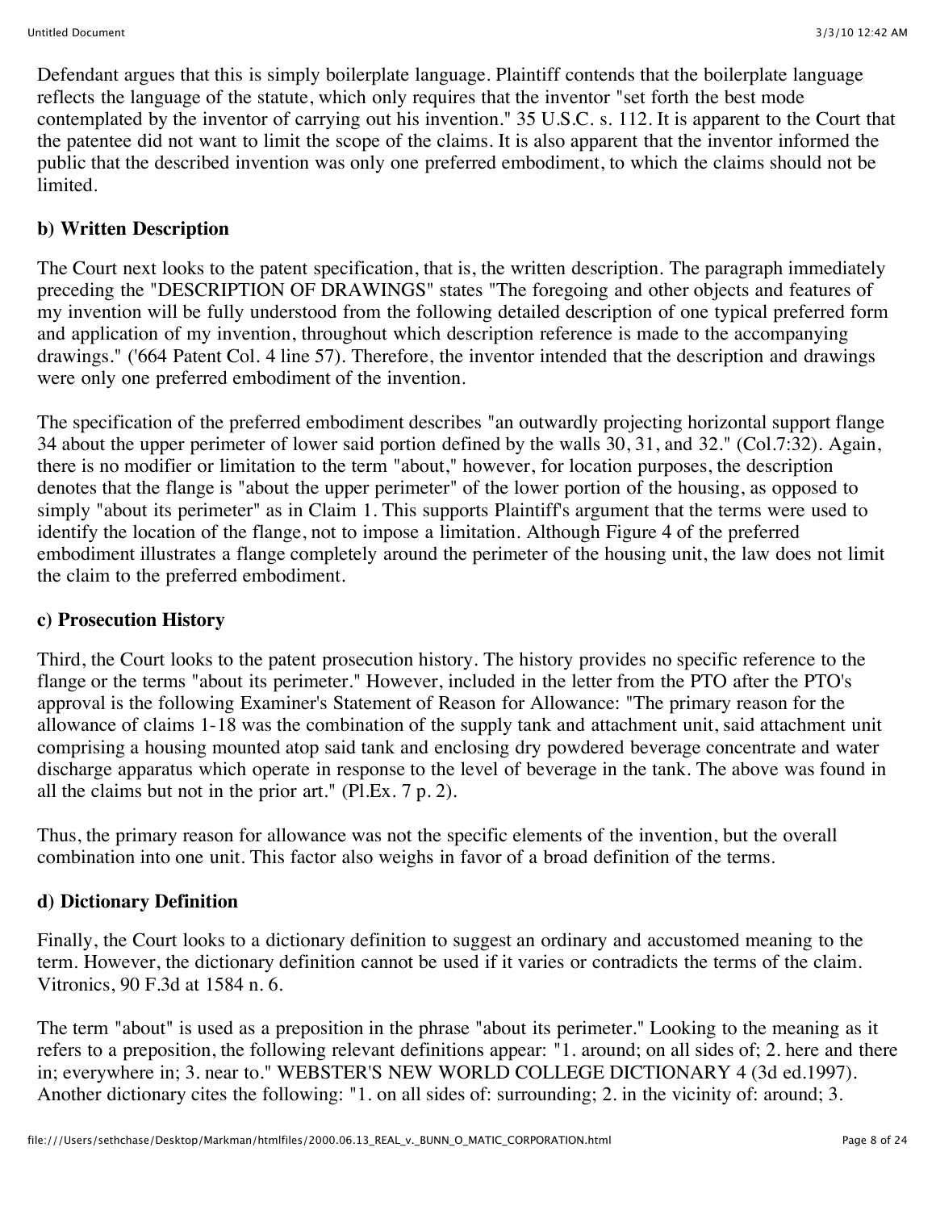Defendant argues that this is simply boilerplate language. Plaintiff contends that the boilerplate language reflects the language of the statute, which only requires that the inventor "set forth the best mode contemplated by the inventor of carrying out his invention." 35 U.S.C. s. 112. It is apparent to the Court that the patentee did not want to limit the scope of the claims. It is also apparent that the inventor informed the public that the described invention was only one preferred embodiment, to which the claims should not be limited.

**b) Written Description**

The Court next looks to the patent specification, that is, the written description. The paragraph immediately preceding the "DESCRIPTION OF DRAWINGS" states "The foregoing and other objects and features of my invention will be fully understood from the following detailed description of one typical preferred form and application of my invention, throughout which description reference is made to the accompanying drawings." ('664 Patent Col. 4 line 57). Therefore, the inventor intended that the description and drawings were only one preferred embodiment of the invention.

The specification of the preferred embodiment describes "an outwardly projecting horizontal support flange 34 about the upper perimeter of lower said portion defined by the walls 30, 31, and 32." (Col.7:32). Again, there is no modifier or limitation to the term "about," however, for location purposes, the description denotes that the flange is "about the upper perimeter" of the lower portion of the housing, as opposed to simply "about its perimeter" as in Claim 1. This supports Plaintiff's argument that the terms were used to identify the location of the flange, not to impose a limitation. Although Figure 4 of the preferred embodiment illustrates a flange completely around the perimeter of the housing unit, the law does not limit the claim to the preferred embodiment.

**c) Prosecution History**

Third, the Court looks to the patent prosecution history. The history provides no specific reference to the flange or the terms "about its perimeter." However, included in the letter from the PTO after the PTO's approval is the following Examiner's Statement of Reason for Allowance: "The primary reason for the allowance of claims 1-18 was the combination of the supply tank and attachment unit, said attachment unit comprising a housing mounted atop said tank and enclosing dry powdered beverage concentrate and water discharge apparatus which operate in response to the level of beverage in the tank. The above was found in all the claims but not in the prior art." (Pl.Ex. 7 p. 2).

Thus, the primary reason for allowance was not the specific elements of the invention, but the overall combination into one unit. This factor also weighs in favor of a broad definition of the terms.

**d) Dictionary Definition**

Finally, the Court looks to a dictionary definition to suggest an ordinary and accustomed meaning to the term. However, the dictionary definition cannot be used if it varies or contradicts the terms of the claim. Vitronics, 90 F.3d at 1584 n. 6.

The term "about" is used as a preposition in the phrase "about its perimeter." Looking to the meaning as it refers to a preposition, the following relevant definitions appear: "1. around; on all sides of; 2. here and there in; everywhere in; 3. near to." WEBSTER'S NEW WORLD COLLEGE DICTIONARY 4 (3d ed.1997). Another dictionary cites the following: "1. on all sides of: surrounding; 2. in the vicinity of: around; 3.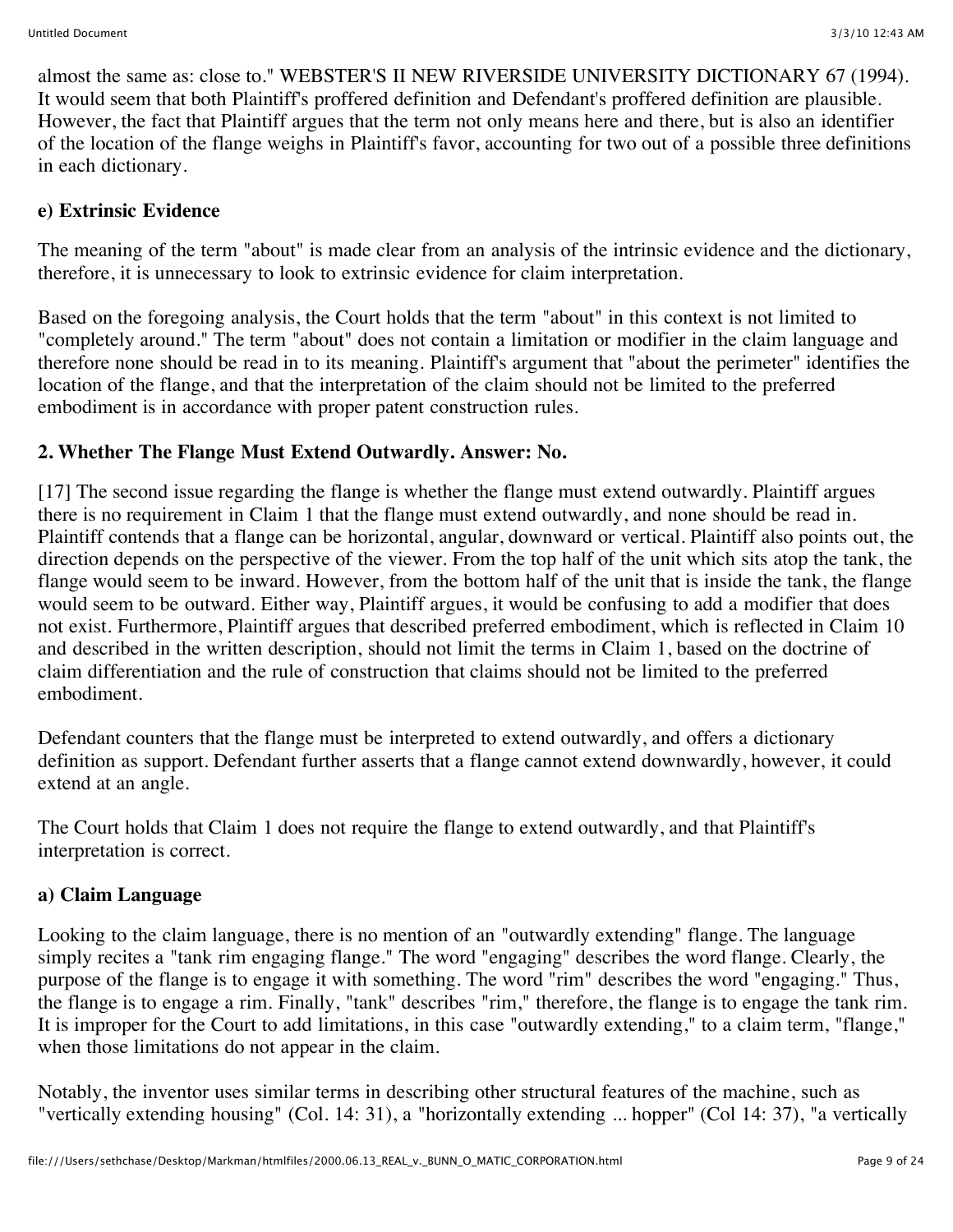almost the same as: close to." WEBSTER'S II NEW RIVERSIDE UNIVERSITY DICTIONARY 67 (1994). It would seem that both Plaintiff's proffered definition and Defendant's proffered definition are plausible. However, the fact that Plaintiff argues that the term not only means here and there, but is also an identifier of the location of the flange weighs in Plaintiff's favor, accounting for two out of a possible three definitions in each dictionary.

**e) Extrinsic Evidence**

The meaning of the term "about" is made clear from an analysis of the intrinsic evidence and the dictionary, therefore, it is unnecessary to look to extrinsic evidence for claim interpretation.

Based on the foregoing analysis, the Court holds that the term "about" in this context is not limited to "completely around." The term "about" does not contain a limitation or modifier in the claim language and therefore none should be read in to its meaning. Plaintiff's argument that "about the perimeter" identifies the location of the flange, and that the interpretation of the claim should not be limited to the preferred embodiment is in accordance with proper patent construction rules.

**2. Whether The Flange Must Extend Outwardly. Answer: No.**

[17] The second issue regarding the flange is whether the flange must extend outwardly. Plaintiff argues there is no requirement in Claim 1 that the flange must extend outwardly, and none should be read in. Plaintiff contends that a flange can be horizontal, angular, downward or vertical. Plaintiff also points out, the direction depends on the perspective of the viewer. From the top half of the unit which sits atop the tank, the flange would seem to be inward. However, from the bottom half of the unit that is inside the tank, the flange would seem to be outward. Either way, Plaintiff argues, it would be confusing to add a modifier that does not exist. Furthermore, Plaintiff argues that described preferred embodiment, which is reflected in Claim 10 and described in the written description, should not limit the terms in Claim 1, based on the doctrine of claim differentiation and the rule of construction that claims should not be limited to the preferred embodiment.

Defendant counters that the flange must be interpreted to extend outwardly, and offers a dictionary definition as support. Defendant further asserts that a flange cannot extend downwardly, however, it could extend at an angle.

The Court holds that Claim 1 does not require the flange to extend outwardly, and that Plaintiff's interpretation is correct.

**a) Claim Language**

Looking to the claim language, there is no mention of an "outwardly extending" flange. The language simply recites a "tank rim engaging flange." The word "engaging" describes the word flange. Clearly, the purpose of the flange is to engage it with something. The word "rim" describes the word "engaging." Thus, the flange is to engage a rim. Finally, "tank" describes "rim," therefore, the flange is to engage the tank rim. It is improper for the Court to add limitations, in this case "outwardly extending," to a claim term, "flange," when those limitations do not appear in the claim.

Notably, the inventor uses similar terms in describing other structural features of the machine, such as "vertically extending housing" (Col. 14: 31), a "horizontally extending ... hopper" (Col 14: 37), "a vertically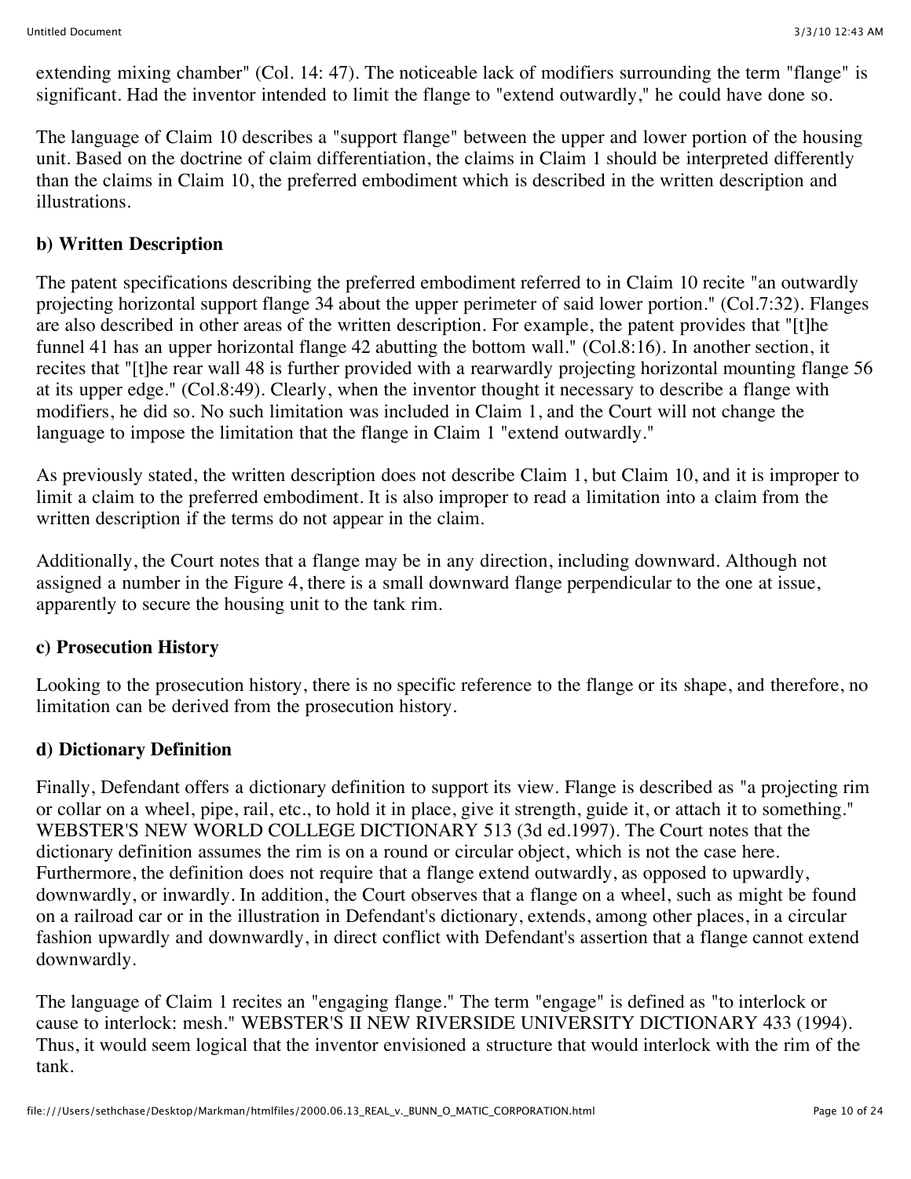extending mixing chamber" (Col. 14: 47). The noticeable lack of modifiers surrounding the term "flange" is significant. Had the inventor intended to limit the flange to "extend outwardly," he could have done so.

The language of Claim 10 describes a "support flange" between the upper and lower portion of the housing unit. Based on the doctrine of claim differentiation, the claims in Claim 1 should be interpreted differently than the claims in Claim 10, the preferred embodiment which is described in the written description and illustrations.

**b) Written Description**

The patent specifications describing the preferred embodiment referred to in Claim 10 recite "an outwardly projecting horizontal support flange 34 about the upper perimeter of said lower portion." (Col.7:32). Flanges are also described in other areas of the written description. For example, the patent provides that "[t]he funnel 41 has an upper horizontal flange 42 abutting the bottom wall." (Col.8:16). In another section, it recites that "[t]he rear wall 48 is further provided with a rearwardly projecting horizontal mounting flange 56 at its upper edge." (Col.8:49). Clearly, when the inventor thought it necessary to describe a flange with modifiers, he did so. No such limitation was included in Claim 1, and the Court will not change the language to impose the limitation that the flange in Claim 1 "extend outwardly."

As previously stated, the written description does not describe Claim 1, but Claim 10, and it is improper to limit a claim to the preferred embodiment. It is also improper to read a limitation into a claim from the written description if the terms do not appear in the claim.

Additionally, the Court notes that a flange may be in any direction, including downward. Although not assigned a number in the Figure 4, there is a small downward flange perpendicular to the one at issue, apparently to secure the housing unit to the tank rim.

**c) Prosecution History**

Looking to the prosecution history, there is no specific reference to the flange or its shape, and therefore, no limitation can be derived from the prosecution history.

**d) Dictionary Definition**

Finally, Defendant offers a dictionary definition to support its view. Flange is described as "a projecting rim or collar on a wheel, pipe, rail, etc., to hold it in place, give it strength, guide it, or attach it to something." WEBSTER'S NEW WORLD COLLEGE DICTIONARY 513 (3d ed.1997). The Court notes that the dictionary definition assumes the rim is on a round or circular object, which is not the case here. Furthermore, the definition does not require that a flange extend outwardly, as opposed to upwardly, downwardly, or inwardly. In addition, the Court observes that a flange on a wheel, such as might be found on a railroad car or in the illustration in Defendant's dictionary, extends, among other places, in a circular fashion upwardly and downwardly, in direct conflict with Defendant's assertion that a flange cannot extend downwardly.

The language of Claim 1 recites an "engaging flange." The term "engage" is defined as "to interlock or cause to interlock: mesh." WEBSTER'S II NEW RIVERSIDE UNIVERSITY DICTIONARY 433 (1994). Thus, it would seem logical that the inventor envisioned a structure that would interlock with the rim of the tank.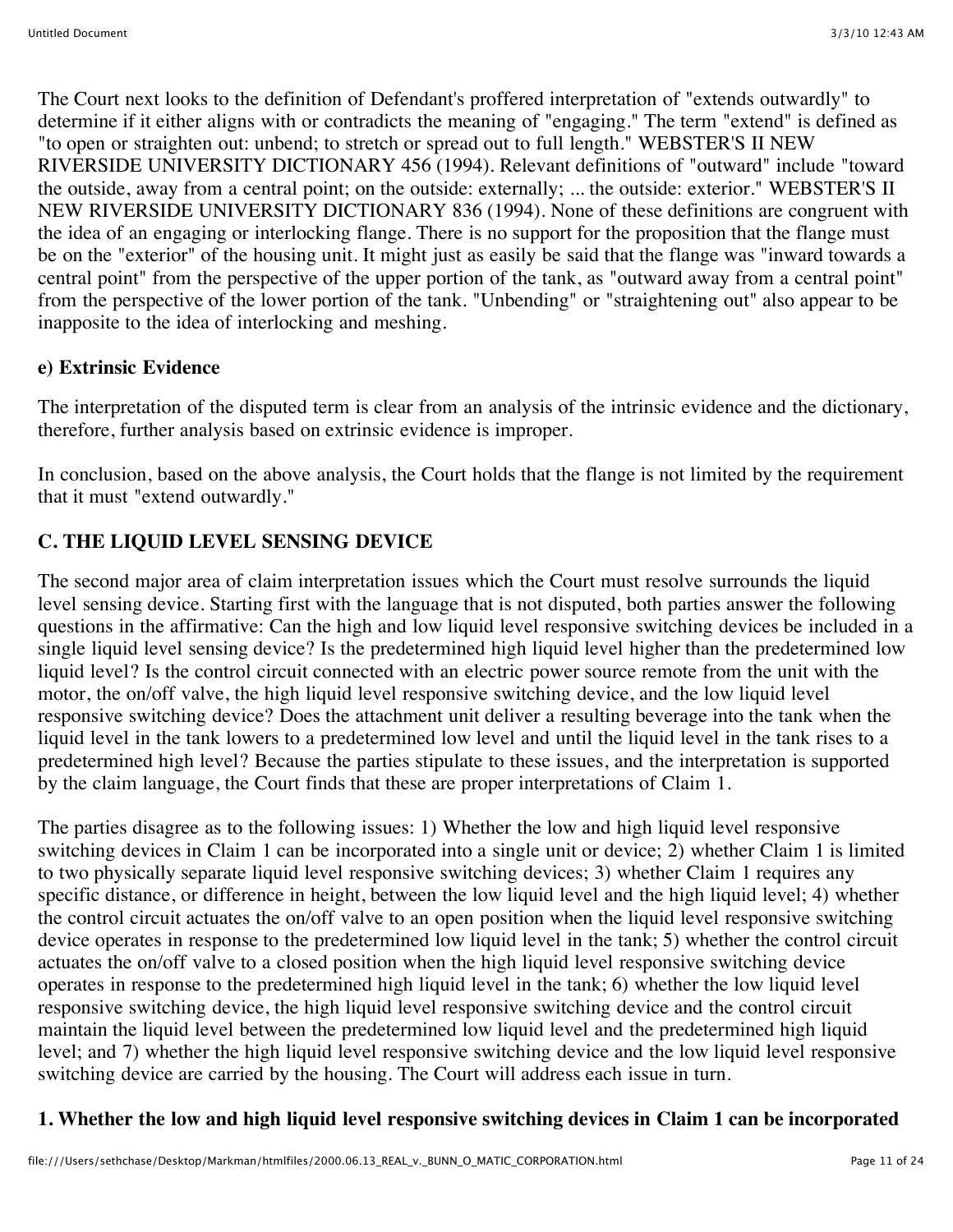The Court next looks to the definition of Defendant's proffered interpretation of "extends outwardly" to determine if it either aligns with or contradicts the meaning of "engaging." The term "extend" is defined as "to open or straighten out: unbend; to stretch or spread out to full length." WEBSTER'S II NEW RIVERSIDE UNIVERSITY DICTIONARY 456 (1994). Relevant definitions of "outward" include "toward the outside, away from a central point; on the outside: externally; ... the outside: exterior." WEBSTER'S II NEW RIVERSIDE UNIVERSITY DICTIONARY 836 (1994). None of these definitions are congruent with the idea of an engaging or interlocking flange. There is no support for the proposition that the flange must be on the "exterior" of the housing unit. It might just as easily be said that the flange was "inward towards a central point" from the perspective of the upper portion of the tank, as "outward away from a central point" from the perspective of the lower portion of the tank. "Unbending" or "straightening out" also appear to be inapposite to the idea of interlocking and meshing.

#### e) Extrinsic Evidence

The interpretation of the disputed term is clear from an analysis of the intrinsic evidence and the dictionary, therefore, further analysis based on extrinsic evidence is improper.

In conclusion, based on the above analysis, the Court holds that the flange is not limited by the requirement that it must "extend outwardly."

### C. THE LIQUID LEVEL SENSING DEVICE

The second major area of claim interpretation issues which the Court must resolve surrounds the liquid level sensing device. Starting first with the language that is not disputed, both parties answer the following questions in the affirmative: Can the high and low liquid level responsive switching devices be included in a single liquid level sensing device? Is the predetermined high liquid level higher than the predetermined low liquid level? Is the control circuit connected with an electric power source remote from the unit with the motor, the on/off valve, the high liquid level responsive switching device, and the low liquid level responsive switching device? Does the attachment unit deliver a resulting beverage into the tank when the liquid level in the tank lowers to a predetermined low level and until the liquid level in the tank rises to a predetermined high level? Because the parties stipulate to these issues, and the interpretation is supported by the claim language, the Court finds that these are proper interpretations of Claim 1.

The parties disagree as to the following issues: 1) Whether the low and high liquid level responsive switching devices in Claim 1 can be incorporated into a single unit or device; 2) whether Claim 1 is limited to two physically separate liquid level responsive switching devices; 3) whether Claim 1 requires any specific distance, or difference in height, between the low liquid level and the high liquid level; 4) whether the control circuit actuates the on/off valve to an open position when the liquid level responsive switching device operates in response to the predetermined low liquid level in the tank; 5) whether the control circuit actuates the on/off valve to a closed position when the high liquid level responsive switching device operates in response to the predetermined high liquid level in the tank; 6) whether the low liquid level responsive switching device, the high liquid level responsive switching device and the control circuit maintain the liquid level between the predetermined low liquid level and the predetermined high liquid level; and 7) whether the high liquid level responsive switching device and the low liquid level responsive switching device are carried by the housing. The Court will address each issue in turn.

#### 1. Whether the low and high liquid level responsive switching devices in Claim 1 can be incorporated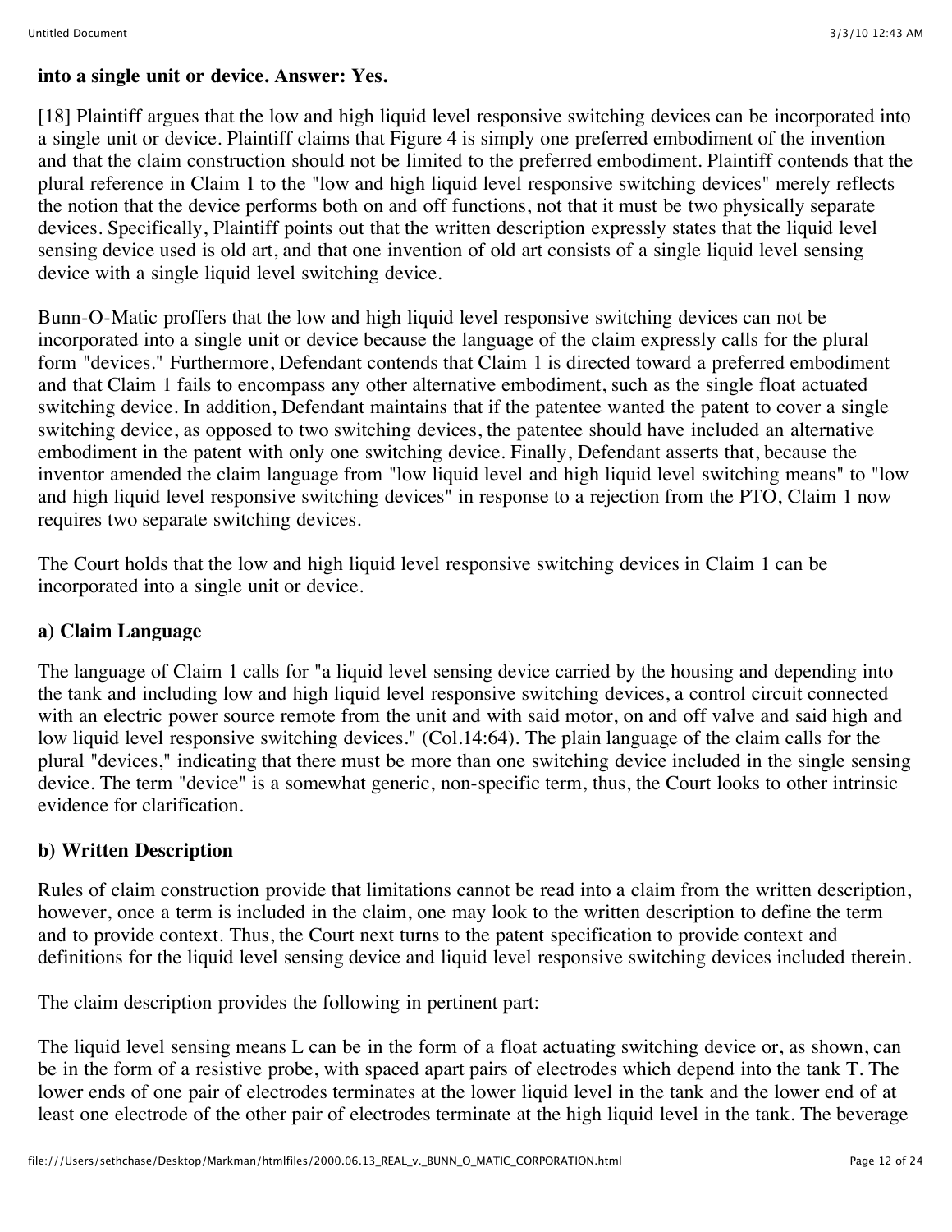**into a single unit or device. Answer: Yes.**

[18] Plaintiff argues that the low and high liquid level responsive switching devices can be incorporated into a single unit or device. Plaintiff claims that Figure 4 is simply one preferred embodiment of the invention and that the claim construction should not be limited to the preferred embodiment. Plaintiff contends that the plural reference in Claim 1 to the "low and high liquid level responsive switching devices" merely reflects the notion that the device performs both on and off functions, not that it must be two physically separate devices. Specifically, Plaintiff points out that the written description expressly states that the liquid level sensing device used is old art, and that one invention of old art consists of a single liquid level sensing device with a single liquid level switching device.

Bunn-O-Matic proffers that the low and high liquid level responsive switching devices can not be incorporated into a single unit or device because the language of the claim expressly calls for the plural form "devices." Furthermore, Defendant contends that Claim 1 is directed toward a preferred embodiment and that Claim 1 fails to encompass any other alternative embodiment, such as the single float actuated switching device. In addition, Defendant maintains that if the patentee wanted the patent to cover a single switching device, as opposed to two switching devices, the patentee should have included an alternative embodiment in the patent with only one switching device. Finally, Defendant asserts that, because the inventor amended the claim language from "low liquid level and high liquid level switching means" to "low and high liquid level responsive switching devices" in response to a rejection from the PTO, Claim 1 now requires two separate switching devices.

The Court holds that the low and high liquid level responsive switching devices in Claim 1 can be incorporated into a single unit or device.

**a) Claim Language**

The language of Claim 1 calls for "a liquid level sensing device carried by the housing and depending into the tank and including low and high liquid level responsive switching devices, a control circuit connected with an electric power source remote from the unit and with said motor, on and off valve and said high and low liquid level responsive switching devices." (Col.14:64). The plain language of the claim calls for the plural "devices," indicating that there must be more than one switching device included in the single sensing device. The term "device" is a somewhat generic, non-specific term, thus, the Court looks to other intrinsic evidence for clarification.

**b) Written Description**

Rules of claim construction provide that limitations cannot be read into a claim from the written description, however, once a term is included in the claim, one may look to the written description to define the term and to provide context. Thus, the Court next turns to the patent specification to provide context and definitions for the liquid level sensing device and liquid level responsive switching devices included therein.

The claim description provides the following in pertinent part:

The liquid level sensing means L can be in the form of a float actuating switching device or, as shown, can be in the form of a resistive probe, with spaced apart pairs of electrodes which depend into the tank T. The lower ends of one pair of electrodes terminates at the lower liquid level in the tank and the lower end of at least one electrode of the other pair of electrodes terminate at the high liquid level in the tank. The beverage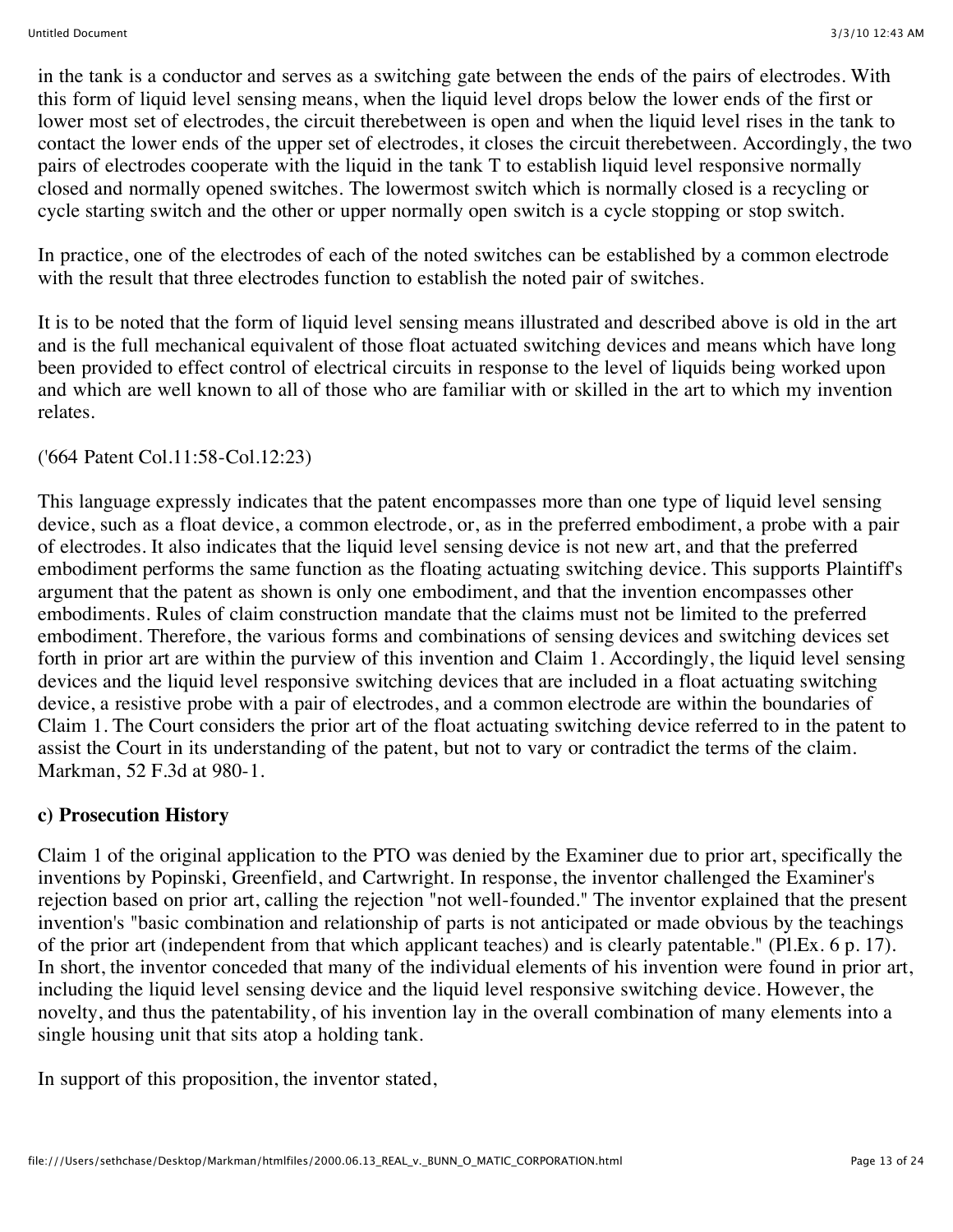in the tank is a conductor and serves as a switching gate between the ends of the pairs of electrodes. With this form of liquid level sensing means, when the liquid level drops below the lower ends of the first or lower most set of electrodes, the circuit therebetween is open and when the liquid level rises in the tank to contact the lower ends of the upper set of electrodes, it closes the circuit therebetween. Accordingly, the two pairs of electrodes cooperate with the liquid in the tank T to establish liquid level responsive normally closed and normally opened switches. The lowermost switch which is normally closed is a recycling or cycle starting switch and the other or upper normally open switch is a cycle stopping or stop switch.

In practice, one of the electrodes of each of the noted switches can be established by a common electrode with the result that three electrodes function to establish the noted pair of switches.

It is to be noted that the form of liquid level sensing means illustrated and described above is old in the art and is the full mechanical equivalent of those float actuated switching devices and means which have long been provided to effect control of electrical circuits in response to the level of liquids being worked upon and which are well known to all of those who are familiar with or skilled in the art to which my invention relates.

('664 Patent Col.11:58-Col.12:23)

This language expressly indicates that the patent encompasses more than one type of liquid level sensing device, such as a float device, a common electrode, or, as in the preferred embodiment, a probe with a pair of electrodes. It also indicates that the liquid level sensing device is not new art, and that the preferred embodiment performs the same function as the floating actuating switching device. This supports Plaintiff's argument that the patent as shown is only one embodiment, and that the invention encompasses other embodiments. Rules of claim construction mandate that the claims must not be limited to the preferred embodiment. Therefore, the various forms and combinations of sensing devices and switching devices set forth in prior art are within the purview of this invention and Claim 1. Accordingly, the liquid level sensing devices and the liquid level responsive switching devices that are included in a float actuating switching device, a resistive probe with a pair of electrodes, and a common electrode are within the boundaries of Claim 1. The Court considers the prior art of the float actuating switching device referred to in the patent to assist the Court in its understanding of the patent, but not to vary or contradict the terms of the claim. Markman, 52 F.3d at 980-1.

**c) Prosecution History**

Claim 1 of the original application to the PTO was denied by the Examiner due to prior art, specifically the inventions by Popinski, Greenfield, and Cartwright. In response, the inventor challenged the Examiner's rejection based on prior art, calling the rejection "not well-founded." The inventor explained that the present invention's "basic combination and relationship of parts is not anticipated or made obvious by the teachings of the prior art (independent from that which applicant teaches) and is clearly patentable." (Pl.Ex. 6 p. 17). In short, the inventor conceded that many of the individual elements of his invention were found in prior art, including the liquid level sensing device and the liquid level responsive switching device. However, the novelty, and thus the patentability, of his invention lay in the overall combination of many elements into a single housing unit that sits atop a holding tank.

In support of this proposition, the inventor stated,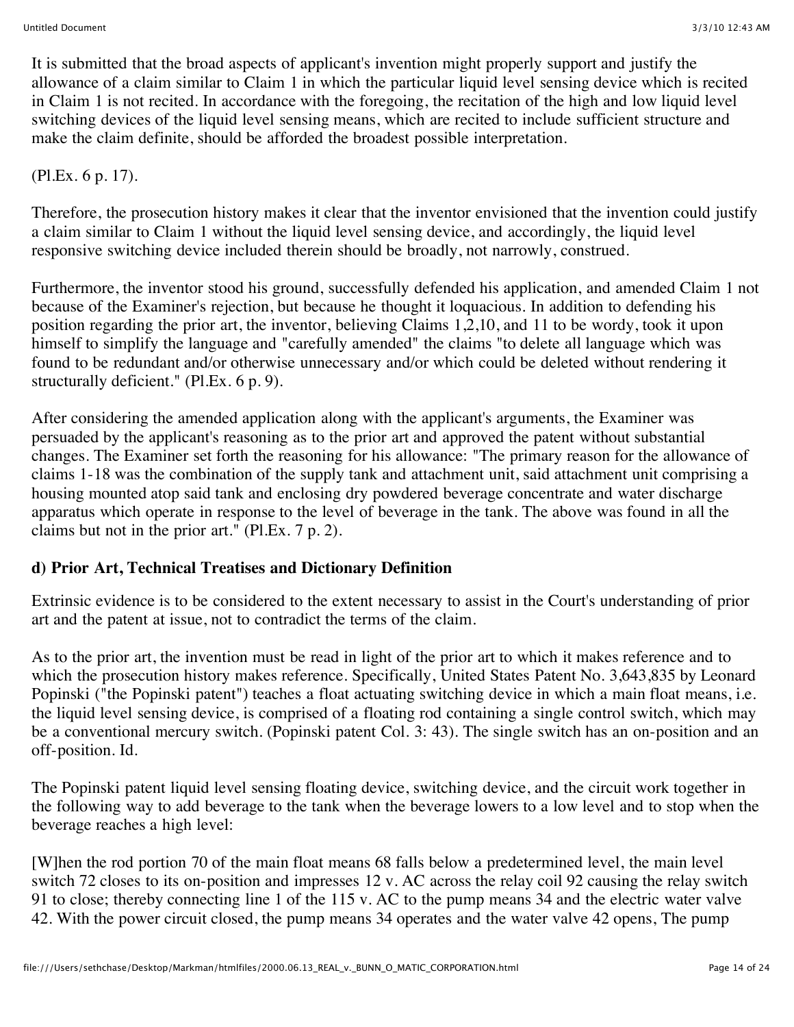It is submitted that the broad aspects of applicant's invention might properly support and justify the allowance of a claim similar to Claim 1 in which the particular liquid level sensing device which is recited in Claim 1 is not recited. In accordance with the foregoing, the recitation of the high and low liquid level switching devices of the liquid level sensing means, which are recited to include sufficient structure and make the claim definite, should be afforded the broadest possible interpretation.

(Pl.Ex. 6 p. 17).

Therefore, the prosecution history makes it clear that the inventor envisioned that the invention could justify a claim similar to Claim 1 without the liquid level sensing device, and accordingly, the liquid level responsive switching device included therein should be broadly, not narrowly, construed.

Furthermore, the inventor stood his ground, successfully defended his application, and amended Claim 1 not because of the Examiner's rejection, but because he thought it loquacious. In addition to defending his position regarding the prior art, the inventor, believing Claims 1,2,10, and 11 to be wordy, took it upon himself to simplify the language and "carefully amended" the claims "to delete all language which was found to be redundant and/or otherwise unnecessary and/or which could be deleted without rendering it structurally deficient." (Pl.Ex. 6 p. 9).

After considering the amended application along with the applicant's arguments, the Examiner was persuaded by the applicant's reasoning as to the prior art and approved the patent without substantial changes. The Examiner set forth the reasoning for his allowance: "The primary reason for the allowance of claims 1-18 was the combination of the supply tank and attachment unit, said attachment unit comprising a housing mounted atop said tank and enclosing dry powdered beverage concentrate and water discharge apparatus which operate in response to the level of beverage in the tank. The above was found in all the claims but not in the prior art." (Pl.Ex. 7 p. 2).

**d) Prior Art, Technical Treatises and Dictionary Definition**

Extrinsic evidence is to be considered to the extent necessary to assist in the Court's understanding of prior art and the patent at issue, not to contradict the terms of the claim.

As to the prior art, the invention must be read in light of the prior art to which it makes reference and to which the prosecution history makes reference. Specifically, United States Patent No. 3,643,835 by Leonard Popinski ("the Popinski patent") teaches a float actuating switching device in which a main float means, i.e. the liquid level sensing device, is comprised of a floating rod containing a single control switch, which may be a conventional mercury switch. (Popinski patent Col. 3: 43). The single switch has an on-position and an off-position. Id.

The Popinski patent liquid level sensing floating device, switching device, and the circuit work together in the following way to add beverage to the tank when the beverage lowers to a low level and to stop when the beverage reaches a high level:

[W]hen the rod portion 70 of the main float means 68 falls below a predetermined level, the main level switch 72 closes to its on-position and impresses 12 v. AC across the relay coil 92 causing the relay switch 91 to close; thereby connecting line 1 of the 115 v. AC to the pump means 34 and the electric water valve 42. With the power circuit closed, the pump means 34 operates and the water valve 42 opens, The pump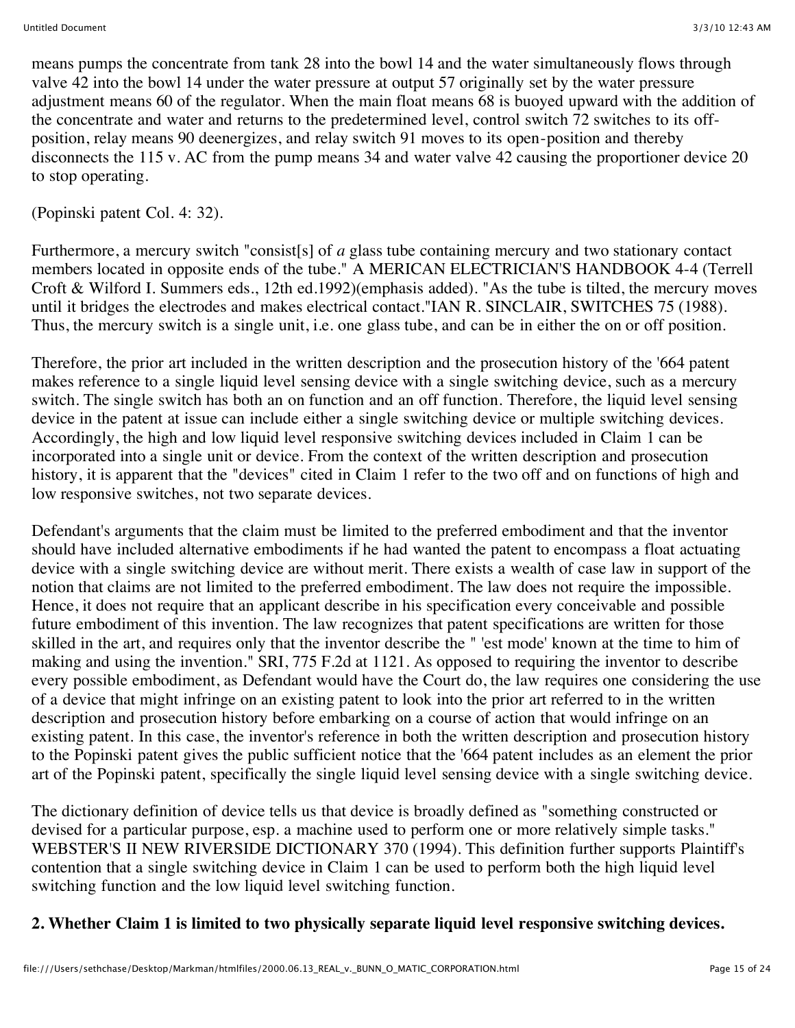means pumps the concentrate from tank 28 into the bowl 14 and the water simultaneously flows through valve 42 into the bowl 14 under the water pressure at output 57 originally set by the water pressure adjustment means 60 of the regulator. When the main float means 68 is buoyed upward with the addition of the concentrate and water and returns to the predetermined level, control switch 72 switches to its off-position, relay means 90 deenergizes, and relay switch 91 moves to its open-position and thereby disconnects the 115 v. AC from the pump means 34 and water valve 42 causing the proportioner device 20 to stop operating.

(Popinski patent Col. 4: 32).

Furthermore, a mercury switch "consist[s] of *a* glass tube containing mercury and two stationary contact members located in opposite ends of the tube." A MERICAN ELECTRICIAN'S HANDBOOK 4-4 (Terrell Croft & Wilford I. Summers eds., 12th ed.1992)(emphasis added). "As the tube is tilted, the mercury moves until it bridges the electrodes and makes electrical contact."IAN R. SINCLAIR, SWITCHES 75 (1988). Thus, the mercury switch is a single unit, i.e. one glass tube, and can be in either the on or off position.

Therefore, the prior art included in the written description and the prosecution history of the '664 patent makes reference to a single liquid level sensing device with a single switching device, such as a mercury switch. The single switch has both an on function and an off function. Therefore, the liquid level sensing device in the patent at issue can include either a single switching device or multiple switching devices. Accordingly, the high and low liquid level responsive switching devices included in Claim 1 can be incorporated into a single unit or device. From the context of the written description and prosecution history, it is apparent that the "devices" cited in Claim 1 refer to the two off and on functions of high and low responsive switches, not two separate devices.

Defendant's arguments that the claim must be limited to the preferred embodiment and that the inventor should have included alternative embodiments if he had wanted the patent to encompass a float actuating device with a single switching device are without merit. There exists a wealth of case law in support of the notion that claims are not limited to the preferred embodiment. The law does not require the impossible. Hence, it does not require that an applicant describe in his specification every conceivable and possible future embodiment of this invention. The law recognizes that patent specifications are written for those skilled in the art, and requires only that the inventor describe the " 'est mode' known at the time to him of making and using the invention." SRI, 775 F.2d at 1121. As opposed to requiring the inventor to describe every possible embodiment, as Defendant would have the Court do, the law requires one considering the use of a device that might infringe on an existing patent to look into the prior art referred to in the written description and prosecution history before embarking on a course of action that would infringe on an existing patent. In this case, the inventor's reference in both the written description and prosecution history to the Popinski patent gives the public sufficient notice that the '664 patent includes as an element the prior art of the Popinski patent, specifically the single liquid level sensing device with a single switching device.

The dictionary definition of device tells us that device is broadly defined as "something constructed or devised for a particular purpose, esp. a machine used to perform one or more relatively simple tasks." WEBSTER'S II NEW RIVERSIDE DICTIONARY 370 (1994). This definition further supports Plaintiff's contention that a single switching device in Claim 1 can be used to perform both the high liquid level switching function and the low liquid level switching function.

**2. Whether Claim 1 is limited to two physically separate liquid level responsive switching devices.**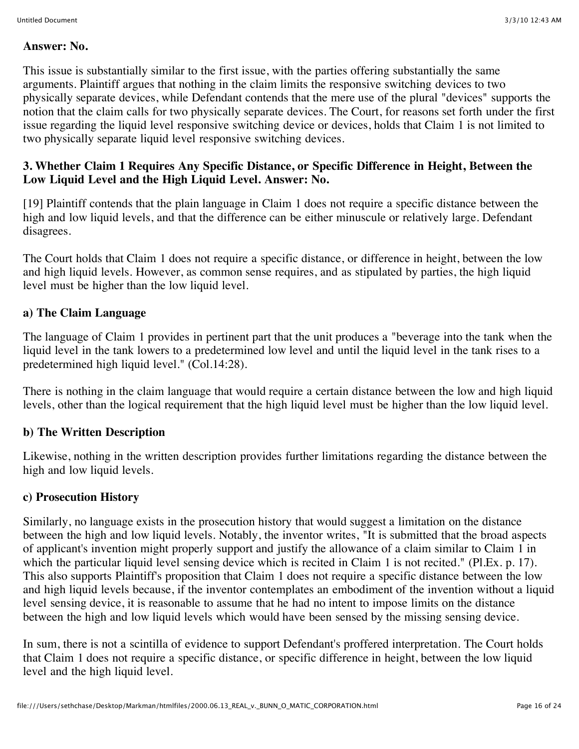**Answer: No.**

This issue is substantially similar to the first issue, with the parties offering substantially the same arguments. Plaintiff argues that nothing in the claim limits the responsive switching devices to two physically separate devices, while Defendant contends that the mere use of the plural "devices" supports the notion that the claim calls for two physically separate devices. The Court, for reasons set forth under the first issue regarding the liquid level responsive switching device or devices, holds that Claim 1 is not limited to two physically separate liquid level responsive switching devices.

### 3. Whether Claim 1 Requires Any Specific Distance, or Specific Difference in Height, Between the Low Liquid Level and the High Liquid Level. Answer: No.

[19] Plaintiff contends that the plain language in Claim 1 does not require a specific distance between the high and low liquid levels, and that the difference can be either minuscule or relatively large. Defendant disagrees.

The Court holds that Claim 1 does not require a specific distance, or difference in height, between the low and high liquid levels. However, as common sense requires, and as stipulated by parties, the high liquid level must be higher than the low liquid level.

#### a) The Claim Language

The language of Claim 1 provides in pertinent part that the unit produces a "beverage into the tank when the liquid level in the tank lowers to a predetermined low level and until the liquid level in the tank rises to a predetermined high liquid level." (Col.14:28).

There is nothing in the claim language that would require a certain distance between the low and high liquid levels, other than the logical requirement that the high liquid level must be higher than the low liquid level.

#### b) The Written Description

Likewise, nothing in the written description provides further limitations regarding the distance between the high and low liquid levels.

#### c) Prosecution History

Similarly, no language exists in the prosecution history that would suggest a limitation on the distance between the high and low liquid levels. Notably, the inventor writes, "It is submitted that the broad aspects of applicant's invention might properly support and justify the allowance of a claim similar to Claim 1 in which the particular liquid level sensing device which is recited in Claim 1 is not recited." (Pl.Ex. p. 17). This also supports Plaintiff's proposition that Claim 1 does not require a specific distance between the low and high liquid levels because, if the inventor contemplates an embodiment of the invention without a liquid level sensing device, it is reasonable to assume that he had no intent to impose limits on the distance between the high and low liquid levels which would have been sensed by the missing sensing device.

In sum, there is not a scintilla of evidence to support Defendant's proffered interpretation. The Court holds that Claim 1 does not require a specific distance, or specific difference in height, between the low liquid level and the high liquid level.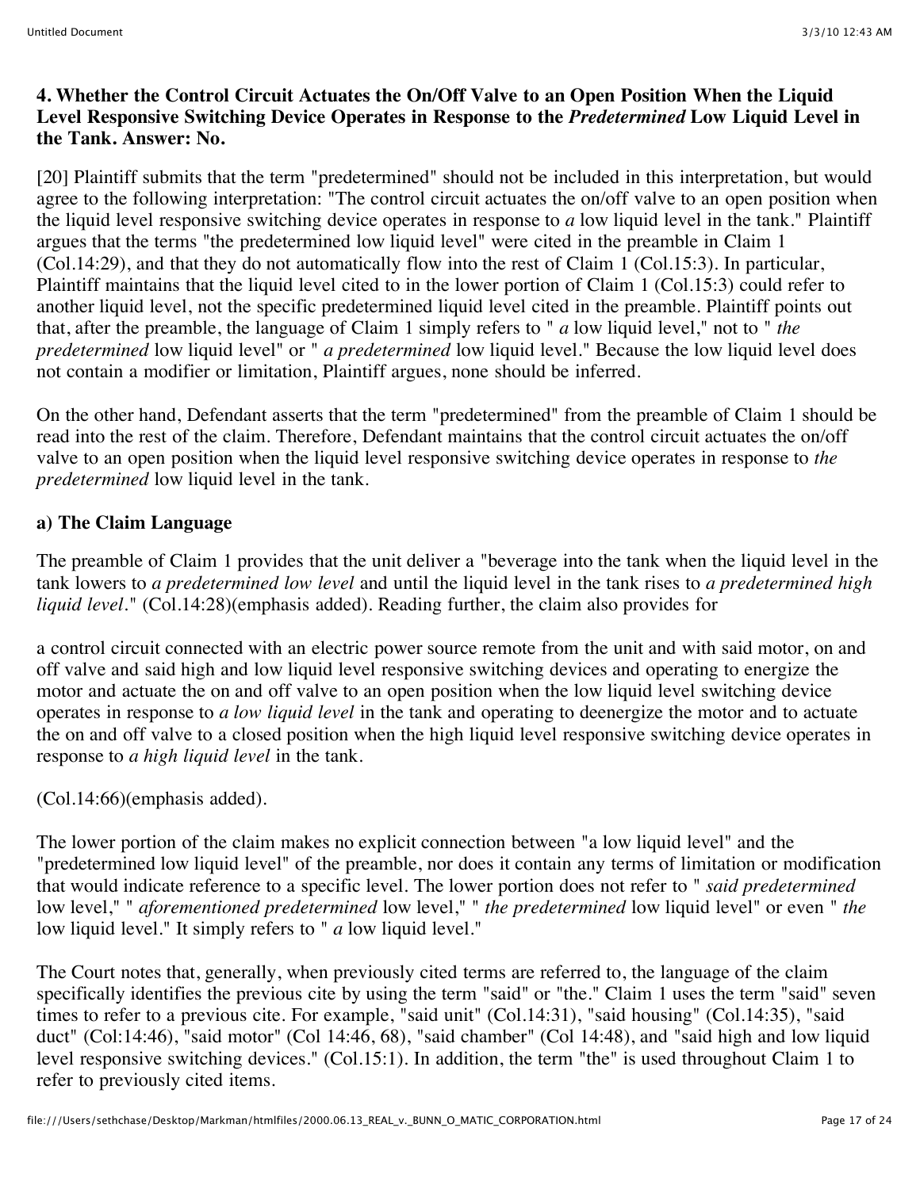### 4. Whether the Control Circuit Actuates the On/Off Valve to an Open Position When the Liquid Level Responsive Switching Device Operates in Response to the *Predetermined* Low Liquid Level in the Tank. Answer: No.

[20] Plaintiff submits that the term "predetermined" should not be included in this interpretation, but would agree to the following interpretation: "The control circuit actuates the on/off valve to an open position when the liquid level responsive switching device operates in response to *a* low liquid level in the tank." Plaintiff argues that the terms "the predetermined low liquid level" were cited in the preamble in Claim 1 (Col.14:29), and that they do not automatically flow into the rest of Claim 1 (Col.15:3). In particular, Plaintiff maintains that the liquid level cited to in the lower portion of Claim 1 (Col.15:3) could refer to another liquid level, not the specific predetermined liquid level cited in the preamble. Plaintiff points out that, after the preamble, the language of Claim 1 simply refers to " *a* low liquid level," not to " *the predetermined* low liquid level" or " *a predetermined* low liquid level." Because the low liquid level does not contain a modifier or limitation, Plaintiff argues, none should be inferred.

On the other hand, Defendant asserts that the term "predetermined" from the preamble of Claim 1 should be read into the rest of the claim. Therefore, Defendant maintains that the control circuit actuates the on/off valve to an open position when the liquid level responsive switching device operates in response to *the predetermined* low liquid level in the tank.

#### a) The Claim Language

The preamble of Claim 1 provides that the unit deliver a "beverage into the tank when the liquid level in the tank lowers to *a predetermined low level* and until the liquid level in the tank rises to *a predetermined high liquid level*." (Col.14:28)(emphasis added). Reading further, the claim also provides for

a control circuit connected with an electric power source remote from the unit and with said motor, on and off valve and said high and low liquid level responsive switching devices and operating to energize the motor and actuate the on and off valve to an open position when the low liquid level switching device operates in response to *a low liquid level* in the tank and operating to deenergize the motor and to actuate the on and off valve to a closed position when the high liquid level responsive switching device operates in response to *a high liquid level* in the tank.

(Col.14:66)(emphasis added).

The lower portion of the claim makes no explicit connection between "a low liquid level" and the "predetermined low liquid level" of the preamble, nor does it contain any terms of limitation or modification that would indicate reference to a specific level. The lower portion does not refer to " *said predetermined* low level," " *aforementioned predetermined* low level," " *the predetermined* low liquid level" or even " *the* low liquid level." It simply refers to " *a* low liquid level."

The Court notes that, generally, when previously cited terms are referred to, the language of the claim specifically identifies the previous cite by using the term "said" or "the." Claim 1 uses the term "said" seven times to refer to a previous cite. For example, "said unit" (Col.14:31), "said housing" (Col.14:35), "said duct" (Col:14:46), "said motor" (Col 14:46, 68), "said chamber" (Col 14:48), and "said high and low liquid level responsive switching devices." (Col.15:1). In addition, the term "the" is used throughout Claim 1 to refer to previously cited items.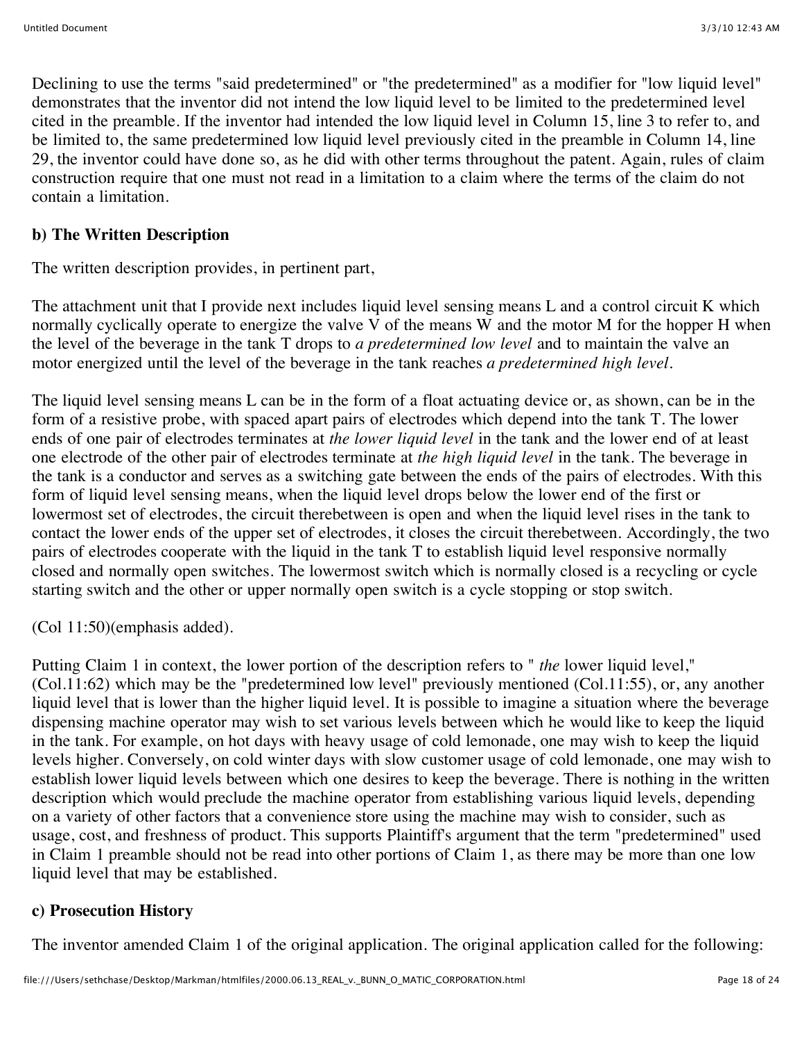Declining to use the terms "said predetermined" or "the predetermined" as a modifier for "low liquid level" demonstrates that the inventor did not intend the low liquid level to be limited to the predetermined level cited in the preamble. If the inventor had intended the low liquid level in Column 15, line 3 to refer to, and be limited to, the same predetermined low liquid level previously cited in the preamble in Column 14, line 29, the inventor could have done so, as he did with other terms throughout the patent. Again, rules of claim construction require that one must not read in a limitation to a claim where the terms of the claim do not contain a limitation.

### b) The Written Description

The written description provides, in pertinent part,

The attachment unit that I provide next includes liquid level sensing means L and a control circuit K which normally cyclically operate to energize the valve V of the means W and the motor M for the hopper H when the level of the beverage in the tank T drops to *a predetermined low level* and to maintain the valve an motor energized until the level of the beverage in the tank reaches *a predetermined high level*.

The liquid level sensing means L can be in the form of a float actuating device or, as shown, can be in the form of a resistive probe, with spaced apart pairs of electrodes which depend into the tank T. The lower ends of one pair of electrodes terminates at *the lower liquid level* in the tank and the lower end of at least one electrode of the other pair of electrodes terminate at *the high liquid level* in the tank. The beverage in the tank is a conductor and serves as a switching gate between the ends of the pairs of electrodes. With this form of liquid level sensing means, when the liquid level drops below the lower end of the first or lowermost set of electrodes, the circuit therebetween is open and when the liquid level rises in the tank to contact the lower ends of the upper set of electrodes, it closes the circuit therebetween. Accordingly, the two pairs of electrodes cooperate with the liquid in the tank T to establish liquid level responsive normally closed and normally open switches. The lowermost switch which is normally closed is a recycling or cycle starting switch and the other or upper normally open switch is a cycle stopping or stop switch.

(Col 11:50)(emphasis added).

Putting Claim 1 in context, the lower portion of the description refers to " *the* lower liquid level," (Col.11:62) which may be the "predetermined low level" previously mentioned (Col.11:55), or, any another liquid level that is lower than the higher liquid level. It is possible to imagine a situation where the beverage dispensing machine operator may wish to set various levels between which he would like to keep the liquid in the tank. For example, on hot days with heavy usage of cold lemonade, one may wish to keep the liquid levels higher. Conversely, on cold winter days with slow customer usage of cold lemonade, one may wish to establish lower liquid levels between which one desires to keep the beverage. There is nothing in the written description which would preclude the machine operator from establishing various liquid levels, depending on a variety of other factors that a convenience store using the machine may wish to consider, such as usage, cost, and freshness of product. This supports Plaintiff's argument that the term "predetermined" used in Claim 1 preamble should not be read into other portions of Claim 1, as there may be more than one low liquid level that may be established.

### c) Prosecution History

The inventor amended Claim 1 of the original application. The original application called for the following: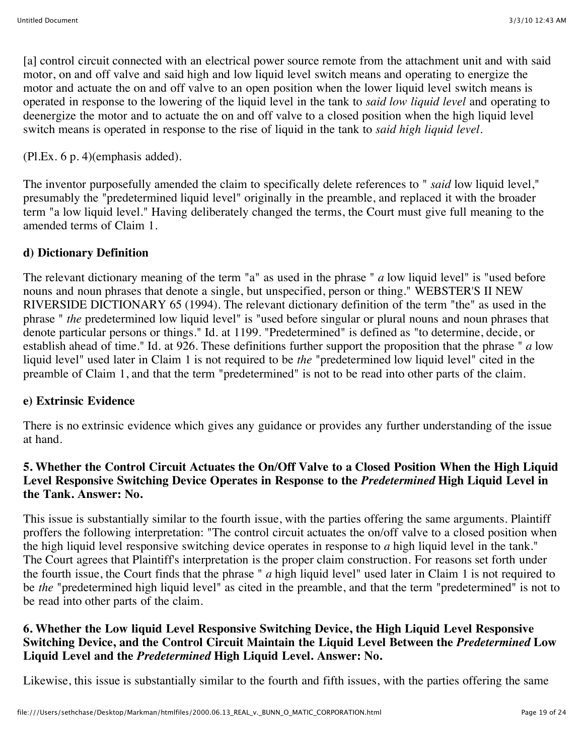[a] control circuit connected with an electrical power source remote from the attachment unit and with said motor, on and off valve and said high and low liquid level switch means and operating to energize the motor and actuate the on and off valve to an open position when the lower liquid level switch means is operated in response to the lowering of the liquid level in the tank to *said low liquid level* and operating to deenergize the motor and to actuate the on and off valve to a closed position when the high liquid level switch means is operated in response to the rise of liquid in the tank to *said high liquid level*.

(Pl.Ex. 6 p. 4)(emphasis added).

The inventor purposefully amended the claim to specifically delete references to " *said* low liquid level," presumably the "predetermined liquid level" originally in the preamble, and replaced it with the broader term "a low liquid level." Having deliberately changed the terms, the Court must give full meaning to the amended terms of Claim 1.

**d) Dictionary Definition**

The relevant dictionary meaning of the term "a" as used in the phrase " *a* low liquid level" is "used before nouns and noun phrases that denote a single, but unspecified, person or thing." WEBSTER'S II NEW RIVERSIDE DICTIONARY 65 (1994). The relevant dictionary definition of the term "the" as used in the phrase " *the* predetermined low liquid level" is "used before singular or plural nouns and noun phrases that denote particular persons or things." Id. at 1199. "Predetermined" is defined as "to determine, decide, or establish ahead of time." Id. at 926. These definitions further support the proposition that the phrase " *a* low liquid level" used later in Claim 1 is not required to be *the* "predetermined low liquid level" cited in the preamble of Claim 1, and that the term "predetermined" is not to be read into other parts of the claim.

**e) Extrinsic Evidence**

There is no extrinsic evidence which gives any guidance or provides any further understanding of the issue at hand.

**5. Whether the Control Circuit Actuates the On/Off Valve to a Closed Position When the High Liquid Level Responsive Switching Device Operates in Response to the *Predetermined* High Liquid Level in the Tank. Answer: No.**

This issue is substantially similar to the fourth issue, with the parties offering the same arguments. Plaintiff proffers the following interpretation: "The control circuit actuates the on/off valve to a closed position when the high liquid level responsive switching device operates in response to *a* high liquid level in the tank." The Court agrees that Plaintiff's interpretation is the proper claim construction. For reasons set forth under the fourth issue, the Court finds that the phrase " *a* high liquid level" used later in Claim 1 is not required to be *the* "predetermined high liquid level" as cited in the preamble, and that the term "predetermined" is not to be read into other parts of the claim.

**6. Whether the Low liquid Level Responsive Switching Device, the High Liquid Level Responsive Switching Device, and the Control Circuit Maintain the Liquid Level Between the *Predetermined* Low Liquid Level and the *Predetermined* High Liquid Level. Answer: No.**

Likewise, this issue is substantially similar to the fourth and fifth issues, with the parties offering the same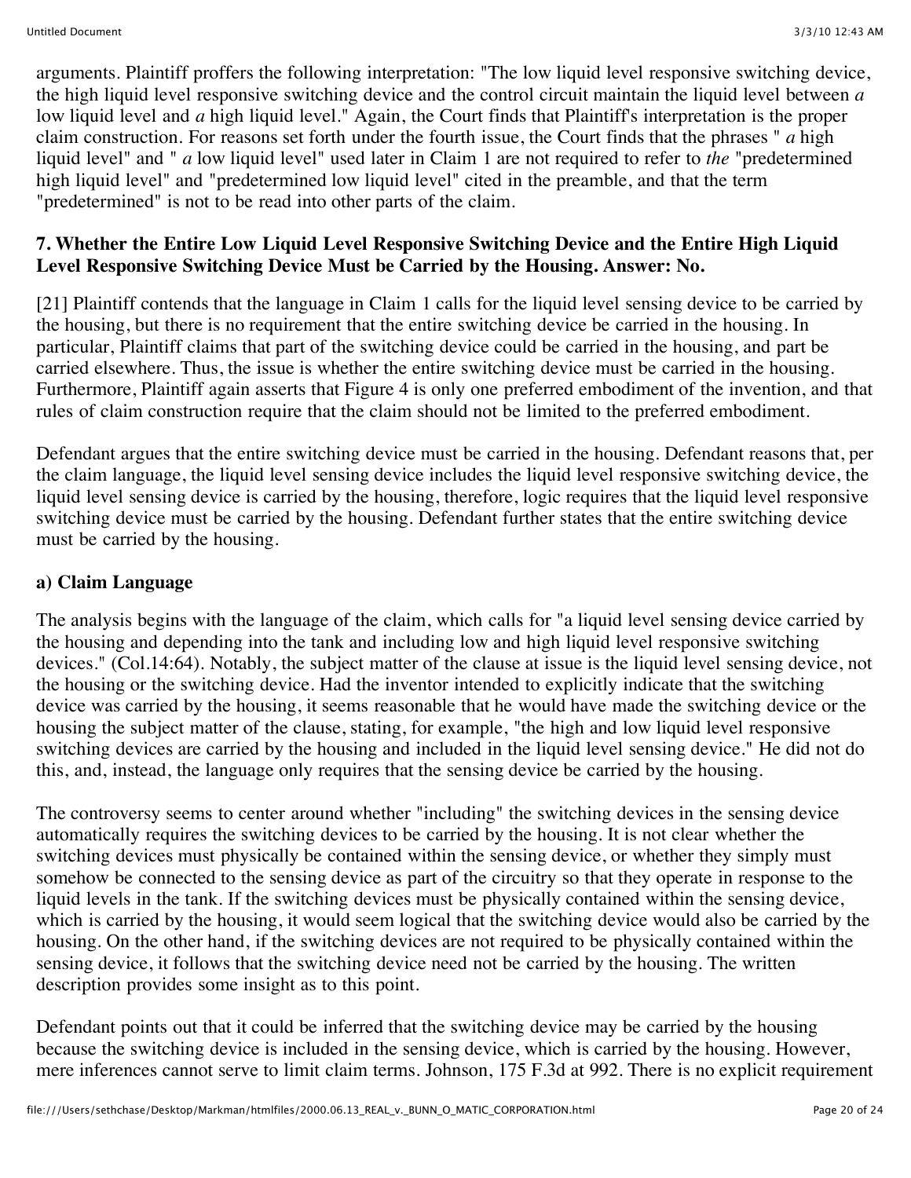arguments. Plaintiff proffers the following interpretation: "The low liquid level responsive switching device, the high liquid level responsive switching device and the control circuit maintain the liquid level between *a* low liquid level and *a* high liquid level." Again, the Court finds that Plaintiff's interpretation is the proper claim construction. For reasons set forth under the fourth issue, the Court finds that the phrases " *a* high liquid level" and " *a* low liquid level" used later in Claim 1 are not required to refer to *the* "predetermined high liquid level" and "predetermined low liquid level" cited in the preamble, and that the term "predetermined" is not to be read into other parts of the claim.

**7. Whether the Entire Low Liquid Level Responsive Switching Device and the Entire High Liquid Level Responsive Switching Device Must be Carried by the Housing. Answer: No.**

[21] Plaintiff contends that the language in Claim 1 calls for the liquid level sensing device to be carried by the housing, but there is no requirement that the entire switching device be carried in the housing. In particular, Plaintiff claims that part of the switching device could be carried in the housing, and part be carried elsewhere. Thus, the issue is whether the entire switching device must be carried in the housing. Furthermore, Plaintiff again asserts that Figure 4 is only one preferred embodiment of the invention, and that rules of claim construction require that the claim should not be limited to the preferred embodiment.

Defendant argues that the entire switching device must be carried in the housing. Defendant reasons that, per the claim language, the liquid level sensing device includes the liquid level responsive switching device, the liquid level sensing device is carried by the housing, therefore, logic requires that the liquid level responsive switching device must be carried by the housing. Defendant further states that the entire switching device must be carried by the housing.

**a) Claim Language**

The analysis begins with the language of the claim, which calls for "a liquid level sensing device carried by the housing and depending into the tank and including low and high liquid level responsive switching devices." (Col.14:64). Notably, the subject matter of the clause at issue is the liquid level sensing device, not the housing or the switching device. Had the inventor intended to explicitly indicate that the switching device was carried by the housing, it seems reasonable that he would have made the switching device or the housing the subject matter of the clause, stating, for example, "the high and low liquid level responsive switching devices are carried by the housing and included in the liquid level sensing device." He did not do this, and, instead, the language only requires that the sensing device be carried by the housing.

The controversy seems to center around whether "including" the switching devices in the sensing device automatically requires the switching devices to be carried by the housing. It is not clear whether the switching devices must physically be contained within the sensing device, or whether they simply must somehow be connected to the sensing device as part of the circuitry so that they operate in response to the liquid levels in the tank. If the switching devices must be physically contained within the sensing device, which is carried by the housing, it would seem logical that the switching device would also be carried by the housing. On the other hand, if the switching devices are not required to be physically contained within the sensing device, it follows that the switching device need not be carried by the housing. The written description provides some insight as to this point.

Defendant points out that it could be inferred that the switching device may be carried by the housing because the switching device is included in the sensing device, which is carried by the housing. However, mere inferences cannot serve to limit claim terms. Johnson, 175 F.3d at 992. There is no explicit requirement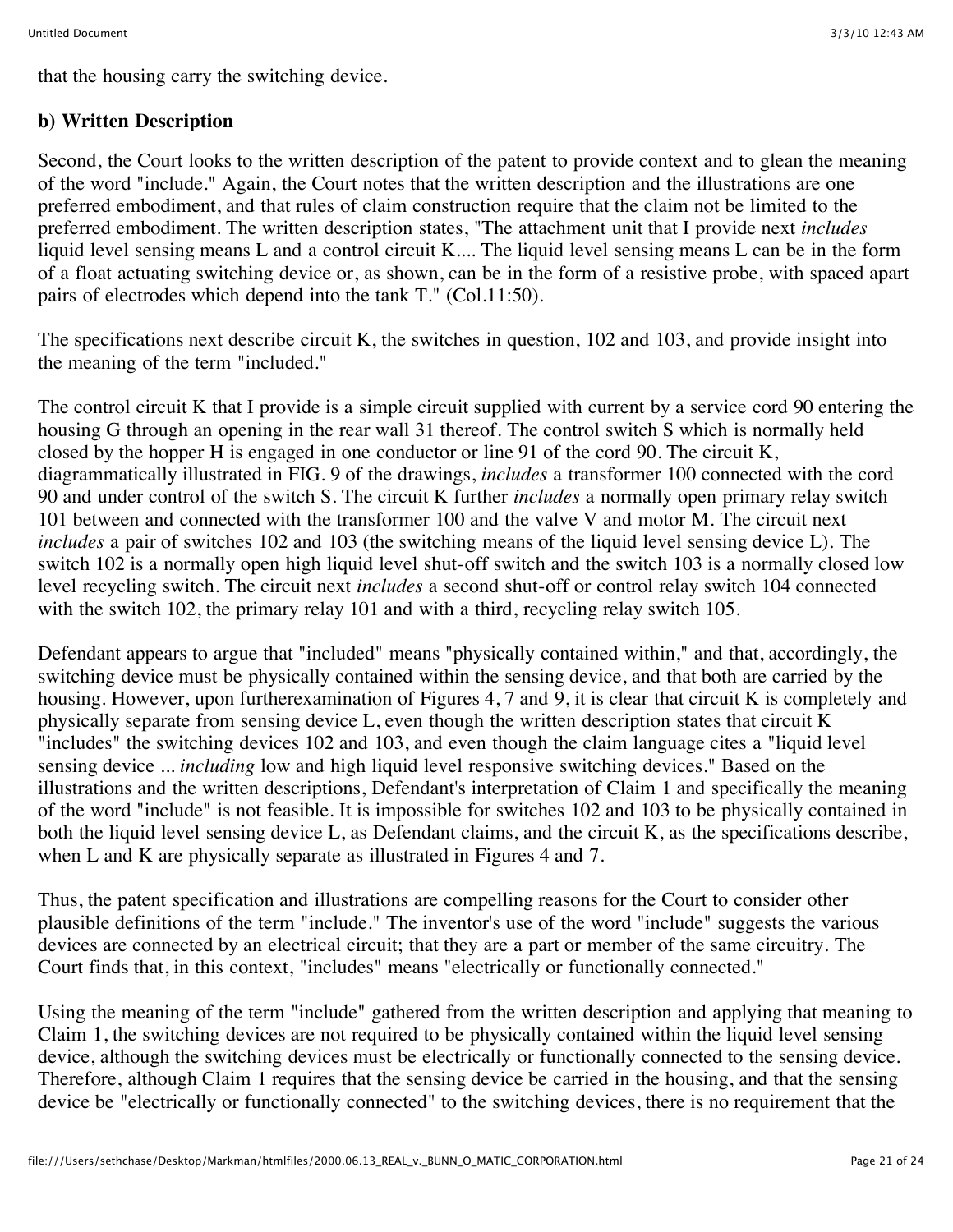that the housing carry the switching device.

**b) Written Description**

Second, the Court looks to the written description of the patent to provide context and to glean the meaning of the word "include." Again, the Court notes that the written description and the illustrations are one preferred embodiment, and that rules of claim construction require that the claim not be limited to the preferred embodiment. The written description states, "The attachment unit that I provide next *includes* liquid level sensing means L and a control circuit K.... The liquid level sensing means L can be in the form of a float actuating switching device or, as shown, can be in the form of a resistive probe, with spaced apart pairs of electrodes which depend into the tank T." (Col.11:50).

The specifications next describe circuit K, the switches in question, 102 and 103, and provide insight into the meaning of the term "included."

The control circuit K that I provide is a simple circuit supplied with current by a service cord 90 entering the housing G through an opening in the rear wall 31 thereof. The control switch S which is normally held closed by the hopper H is engaged in one conductor or line 91 of the cord 90. The circuit K, diagrammatically illustrated in FIG. 9 of the drawings, *includes* a transformer 100 connected with the cord 90 and under control of the switch S. The circuit K further *includes* a normally open primary relay switch 101 between and connected with the transformer 100 and the valve V and motor M. The circuit next *includes* a pair of switches 102 and 103 (the switching means of the liquid level sensing device L). The switch 102 is a normally open high liquid level shut-off switch and the switch 103 is a normally closed low level recycling switch. The circuit next *includes* a second shut-off or control relay switch 104 connected with the switch 102, the primary relay 101 and with a third, recycling relay switch 105.

Defendant appears to argue that "included" means "physically contained within," and that, accordingly, the switching device must be physically contained within the sensing device, and that both are carried by the housing. However, upon furtherexamination of Figures 4, 7 and 9, it is clear that circuit K is completely and physically separate from sensing device L, even though the written description states that circuit K "includes" the switching devices 102 and 103, and even though the claim language cites a "liquid level sensing device ... *including* low and high liquid level responsive switching devices." Based on the illustrations and the written descriptions, Defendant's interpretation of Claim 1 and specifically the meaning of the word "include" is not feasible. It is impossible for switches 102 and 103 to be physically contained in both the liquid level sensing device L, as Defendant claims, and the circuit K, as the specifications describe, when L and K are physically separate as illustrated in Figures 4 and 7.

Thus, the patent specification and illustrations are compelling reasons for the Court to consider other plausible definitions of the term "include." The inventor's use of the word "include" suggests the various devices are connected by an electrical circuit; that they are a part or member of the same circuitry. The Court finds that, in this context, "includes" means "electrically or functionally connected."

Using the meaning of the term "include" gathered from the written description and applying that meaning to Claim 1, the switching devices are not required to be physically contained within the liquid level sensing device, although the switching devices must be electrically or functionally connected to the sensing device. Therefore, although Claim 1 requires that the sensing device be carried in the housing, and that the sensing device be "electrically or functionally connected" to the switching devices, there is no requirement that the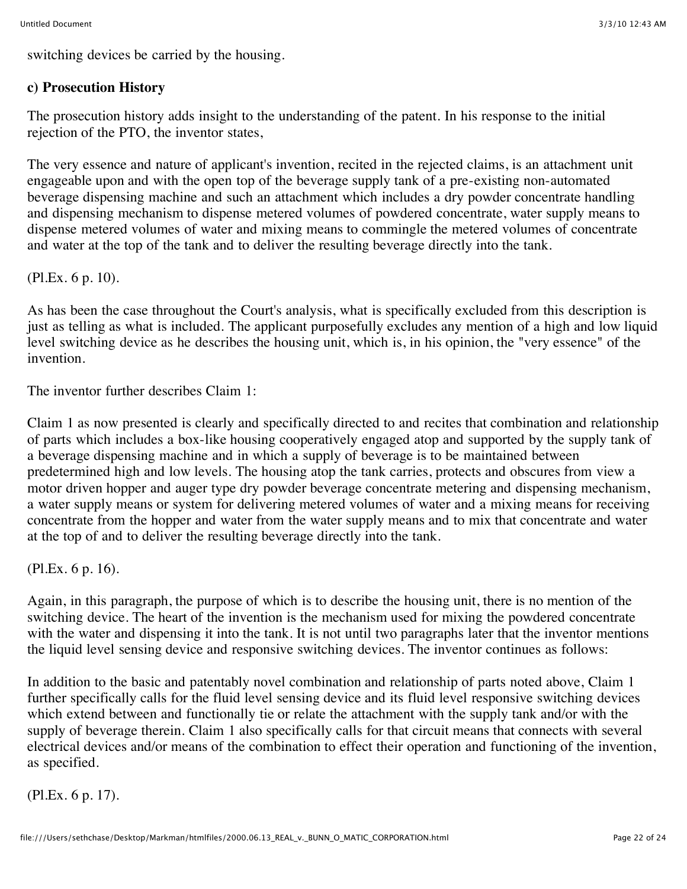switching devices be carried by the housing.

**c) Prosecution History**

The prosecution history adds insight to the understanding of the patent. In his response to the initial rejection of the PTO, the inventor states,

The very essence and nature of applicant's invention, recited in the rejected claims, is an attachment unit engageable upon and with the open top of the beverage supply tank of a pre-existing non-automated beverage dispensing machine and such an attachment which includes a dry powder concentrate handling and dispensing mechanism to dispense metered volumes of powdered concentrate, water supply means to dispense metered volumes of water and mixing means to commingle the metered volumes of concentrate and water at the top of the tank and to deliver the resulting beverage directly into the tank.

(Pl.Ex. 6 p. 10).

As has been the case throughout the Court's analysis, what is specifically excluded from this description is just as telling as what is included. The applicant purposefully excludes any mention of a high and low liquid level switching device as he describes the housing unit, which is, in his opinion, the "very essence" of the invention.

The inventor further describes Claim 1:

Claim 1 as now presented is clearly and specifically directed to and recites that combination and relationship of parts which includes a box-like housing cooperatively engaged atop and supported by the supply tank of a beverage dispensing machine and in which a supply of beverage is to be maintained between predetermined high and low levels. The housing atop the tank carries, protects and obscures from view a motor driven hopper and auger type dry powder beverage concentrate metering and dispensing mechanism, a water supply means or system for delivering metered volumes of water and a mixing means for receiving concentrate from the hopper and water from the water supply means and to mix that concentrate and water at the top of and to deliver the resulting beverage directly into the tank.

(Pl.Ex. 6 p. 16).

Again, in this paragraph, the purpose of which is to describe the housing unit, there is no mention of the switching device. The heart of the invention is the mechanism used for mixing the powdered concentrate with the water and dispensing it into the tank. It is not until two paragraphs later that the inventor mentions the liquid level sensing device and responsive switching devices. The inventor continues as follows:

In addition to the basic and patentably novel combination and relationship of parts noted above, Claim 1 further specifically calls for the fluid level sensing device and its fluid level responsive switching devices which extend between and functionally tie or relate the attachment with the supply tank and/or with the supply of beverage therein. Claim 1 also specifically calls for that circuit means that connects with several electrical devices and/or means of the combination to effect their operation and functioning of the invention, as specified.

(Pl.Ex. 6 p. 17).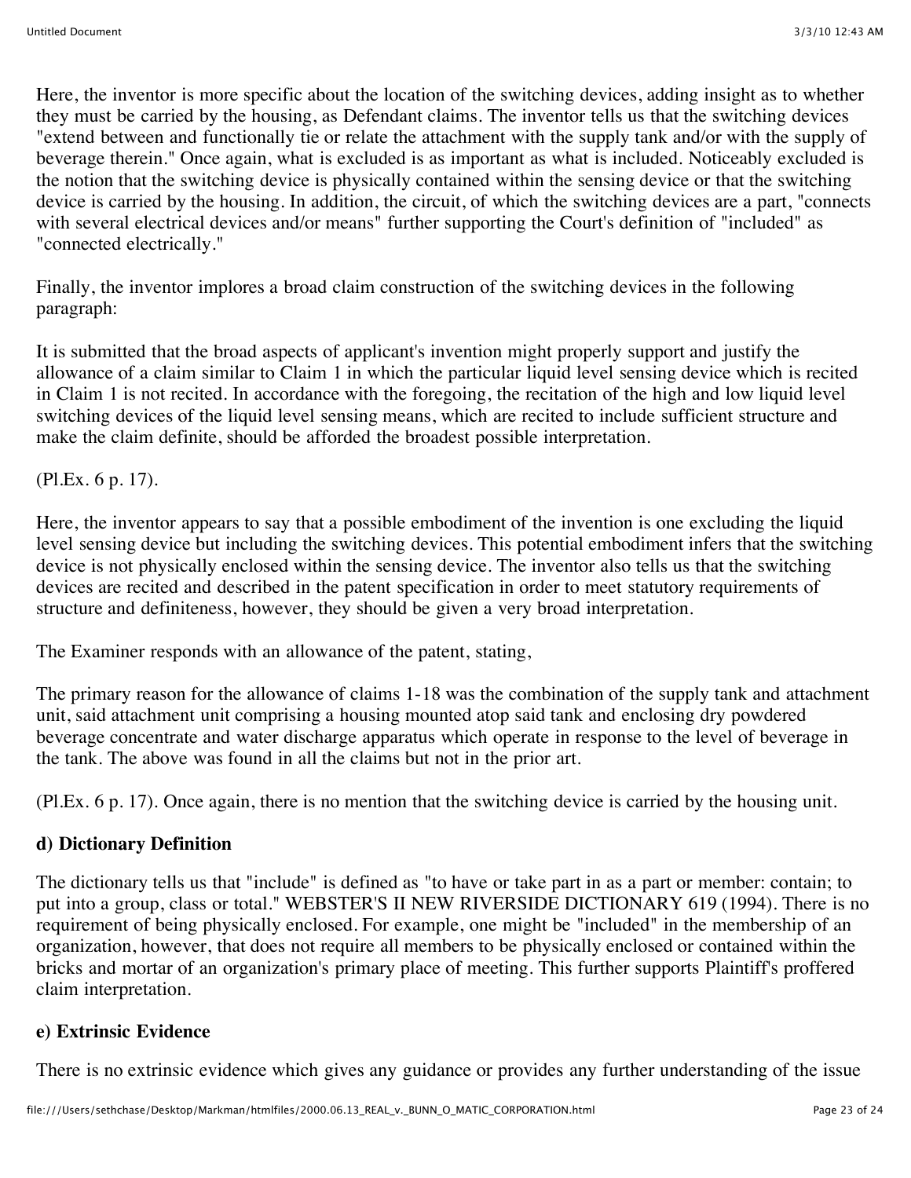Here, the inventor is more specific about the location of the switching devices, adding insight as to whether they must be carried by the housing, as Defendant claims. The inventor tells us that the switching devices "extend between and functionally tie or relate the attachment with the supply tank and/or with the supply of beverage therein." Once again, what is excluded is as important as what is included. Noticeably excluded is the notion that the switching device is physically contained within the sensing device or that the switching device is carried by the housing. In addition, the circuit, of which the switching devices are a part, "connects with several electrical devices and/or means" further supporting the Court's definition of "included" as "connected electrically."

Finally, the inventor implores a broad claim construction of the switching devices in the following paragraph:

It is submitted that the broad aspects of applicant's invention might properly support and justify the allowance of a claim similar to Claim 1 in which the particular liquid level sensing device which is recited in Claim 1 is not recited. In accordance with the foregoing, the recitation of the high and low liquid level switching devices of the liquid level sensing means, which are recited to include sufficient structure and make the claim definite, should be afforded the broadest possible interpretation.

(Pl.Ex. 6 p. 17).

Here, the inventor appears to say that a possible embodiment of the invention is one excluding the liquid level sensing device but including the switching devices. This potential embodiment infers that the switching device is not physically enclosed within the sensing device. The inventor also tells us that the switching devices are recited and described in the patent specification in order to meet statutory requirements of structure and definiteness, however, they should be given a very broad interpretation.

The Examiner responds with an allowance of the patent, stating,

The primary reason for the allowance of claims 1-18 was the combination of the supply tank and attachment unit, said attachment unit comprising a housing mounted atop said tank and enclosing dry powdered beverage concentrate and water discharge apparatus which operate in response to the level of beverage in the tank. The above was found in all the claims but not in the prior art.

(Pl.Ex. 6 p. 17). Once again, there is no mention that the switching device is carried by the housing unit.

**d) Dictionary Definition**

The dictionary tells us that "include" is defined as "to have or take part in as a part or member: contain; to put into a group, class or total." WEBSTER'S II NEW RIVERSIDE DICTIONARY 619 (1994). There is no requirement of being physically enclosed. For example, one might be "included" in the membership of an organization, however, that does not require all members to be physically enclosed or contained within the bricks and mortar of an organization's primary place of meeting. This further supports Plaintiff's proffered claim interpretation.

**e) Extrinsic Evidence**

There is no extrinsic evidence which gives any guidance or provides any further understanding of the issue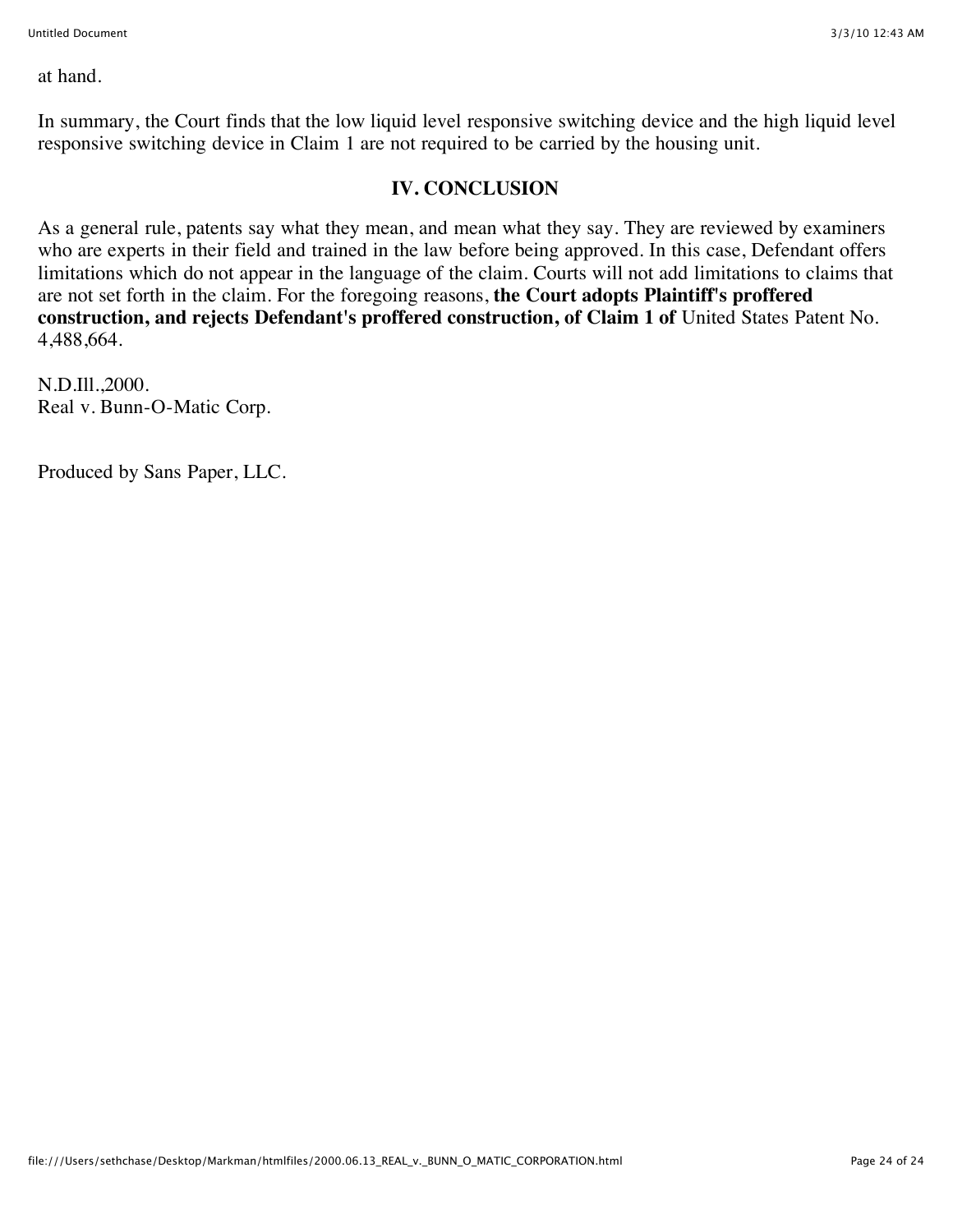at hand.

In summary, the Court finds that the low liquid level responsive switching device and the high liquid level responsive switching device in Claim 1 are not required to be carried by the housing unit.

## IV. CONCLUSION

As a general rule, patents say what they mean, and mean what they say. They are reviewed by examiners who are experts in their field and trained in the law before being approved. In this case, Defendant offers limitations which do not appear in the language of the claim. Courts will not add limitations to claims that are not set forth in the claim. For the foregoing reasons, **the Court adopts Plaintiff's proffered construction, and rejects Defendant's proffered construction, of Claim 1 of** United States Patent No. 4,488,664.

N.D.Ill.,2000.
Real v. Bunn-O-Matic Corp.

Produced by Sans Paper, LLC.